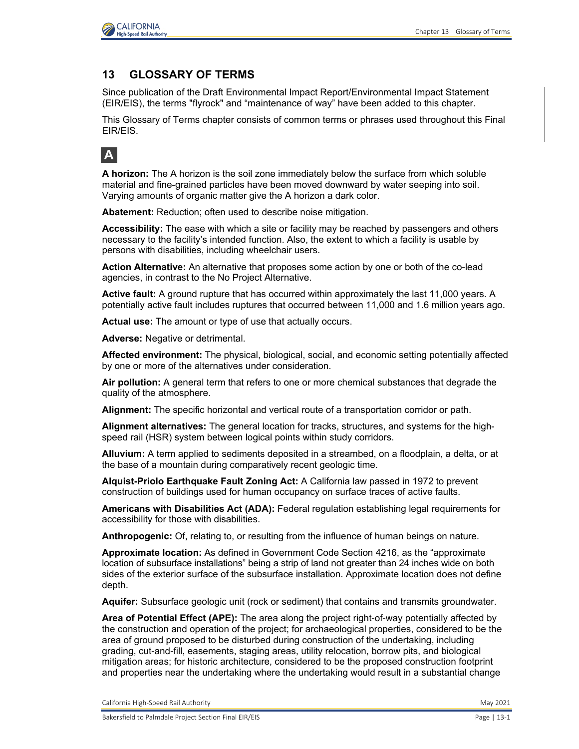# 13 GLOSSARY OF TERMS

Since publication of the Draft Environmental Impact Report/Environmental Impact Statement (EIR/EIS), the terms "flyrock" and "maintenance of way" have been added to this chapter.

This Glossary of Terms chapter consists of common terms or phrases used throughout this Final EIR/EIS.

## A

**A horizon:** The A horizon is the soil zone immediately below the surface from which soluble material and fine-grained particles have been moved downward by water seeping into soil. Varying amounts of organic matter give the A horizon a dark color.

**Abatement:** Reduction; often used to describe noise mitigation.

**Accessibility:** The ease with which a site or facility may be reached by passengers and others necessary to the facility's intended function. Also, the extent to which a facility is usable by persons with disabilities, including wheelchair users.

**Action Alternative:** An alternative that proposes some action by one or both of the co-lead agencies, in contrast to the No Project Alternative.

**Active fault:** A ground rupture that has occurred within approximately the last 11,000 years. A potentially active fault includes ruptures that occurred between 11,000 and 1.6 million years ago.

**Actual use:** The amount or type of use that actually occurs.

**Adverse:** Negative or detrimental.

**Affected environment:** The physical, biological, social, and economic setting potentially affected by one or more of the alternatives under consideration.

**Air pollution:** A general term that refers to one or more chemical substances that degrade the quality of the atmosphere.

**Alignment:** The specific horizontal and vertical route of a transportation corridor or path.

**Alignment alternatives:** The general location for tracks, structures, and systems for the high-speed rail (HSR) system between logical points within study corridors.

**Alluvium:** A term applied to sediments deposited in a streambed, on a floodplain, a delta, or at the base of a mountain during comparatively recent geologic time.

**Alquist-Priolo Earthquake Fault Zoning Act:** A California law passed in 1972 to prevent construction of buildings used for human occupancy on surface traces of active faults.

**Americans with Disabilities Act (ADA):** Federal regulation establishing legal requirements for accessibility for those with disabilities.

**Anthropogenic:** Of, relating to, or resulting from the influence of human beings on nature.

**Approximate location:** As defined in Government Code Section 4216, as the "approximate location of subsurface installations" being a strip of land not greater than 24 inches wide on both sides of the exterior surface of the subsurface installation. Approximate location does not define depth.

**Aquifer:** Subsurface geologic unit (rock or sediment) that contains and transmits groundwater.

**Area of Potential Effect (APE):** The area along the project right-of-way potentially affected by the construction and operation of the project; for archaeological properties, considered to be the area of ground proposed to be disturbed during construction of the undertaking, including grading, cut-and-fill, easements, staging areas, utility relocation, borrow pits, and biological mitigation areas; for historic architecture, considered to be the proposed construction footprint and properties near the undertaking where the undertaking would result in a substantial change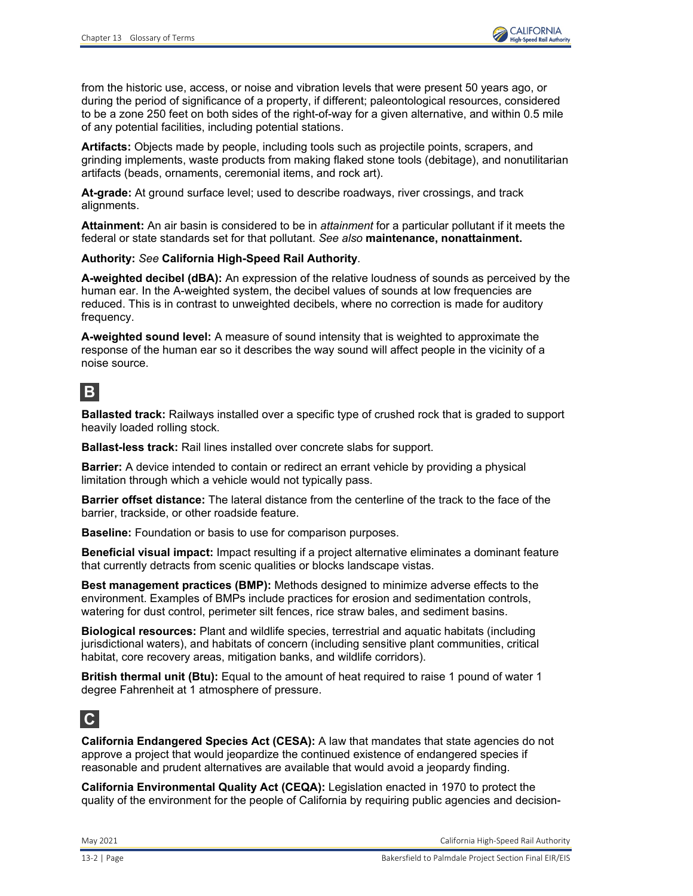from the historic use, access, or noise and vibration levels that were present 50 years ago, or during the period of significance of a property, if different; paleontological resources, considered to be a zone 250 feet on both sides of the right-of-way for a given alternative, and within 0.5 mile of any potential facilities, including potential stations.

**Artifacts:** Objects made by people, including tools such as projectile points, scrapers, and grinding implements, waste products from making flaked stone tools (debitage), and nonutilitarian artifacts (beads, ornaments, ceremonial items, and rock art).

**At-grade:** At ground surface level; used to describe roadways, river crossings, and track alignments.

**Attainment:** An air basin is considered to be in *attainment* for a particular pollutant if it meets the federal or state standards set for that pollutant. *See also* **maintenance, nonattainment.**

**Authority:** *See* **California High-Speed Rail Authority**.

**A-weighted decibel (dBA):** An expression of the relative loudness of sounds as perceived by the human ear. In the A-weighted system, the decibel values of sounds at low frequencies are reduced. This is in contrast to unweighted decibels, where no correction is made for auditory frequency.

**A-weighted sound level:** A measure of sound intensity that is weighted to approximate the response of the human ear so it describes the way sound will affect people in the vicinity of a noise source.

## B

**Ballasted track:** Railways installed over a specific type of crushed rock that is graded to support heavily loaded rolling stock.

**Ballast-less track:** Rail lines installed over concrete slabs for support.

**Barrier:** A device intended to contain or redirect an errant vehicle by providing a physical limitation through which a vehicle would not typically pass.

**Barrier offset distance:** The lateral distance from the centerline of the track to the face of the barrier, trackside, or other roadside feature.

**Baseline:** Foundation or basis to use for comparison purposes.

**Beneficial visual impact:** Impact resulting if a project alternative eliminates a dominant feature that currently detracts from scenic qualities or blocks landscape vistas.

**Best management practices (BMP):** Methods designed to minimize adverse effects to the environment. Examples of BMPs include practices for erosion and sedimentation controls, watering for dust control, perimeter silt fences, rice straw bales, and sediment basins.

**Biological resources:** Plant and wildlife species, terrestrial and aquatic habitats (including jurisdictional waters), and habitats of concern (including sensitive plant communities, critical habitat, core recovery areas, mitigation banks, and wildlife corridors).

**British thermal unit (Btu):** Equal to the amount of heat required to raise 1 pound of water 1 degree Fahrenheit at 1 atmosphere of pressure.

## C

**California Endangered Species Act (CESA):** A law that mandates that state agencies do not approve a project that would jeopardize the continued existence of endangered species if reasonable and prudent alternatives are available that would avoid a jeopardy finding.

**California Environmental Quality Act (CEQA):** Legislation enacted in 1970 to protect the quality of the environment for the people of California by requiring public agencies and decision-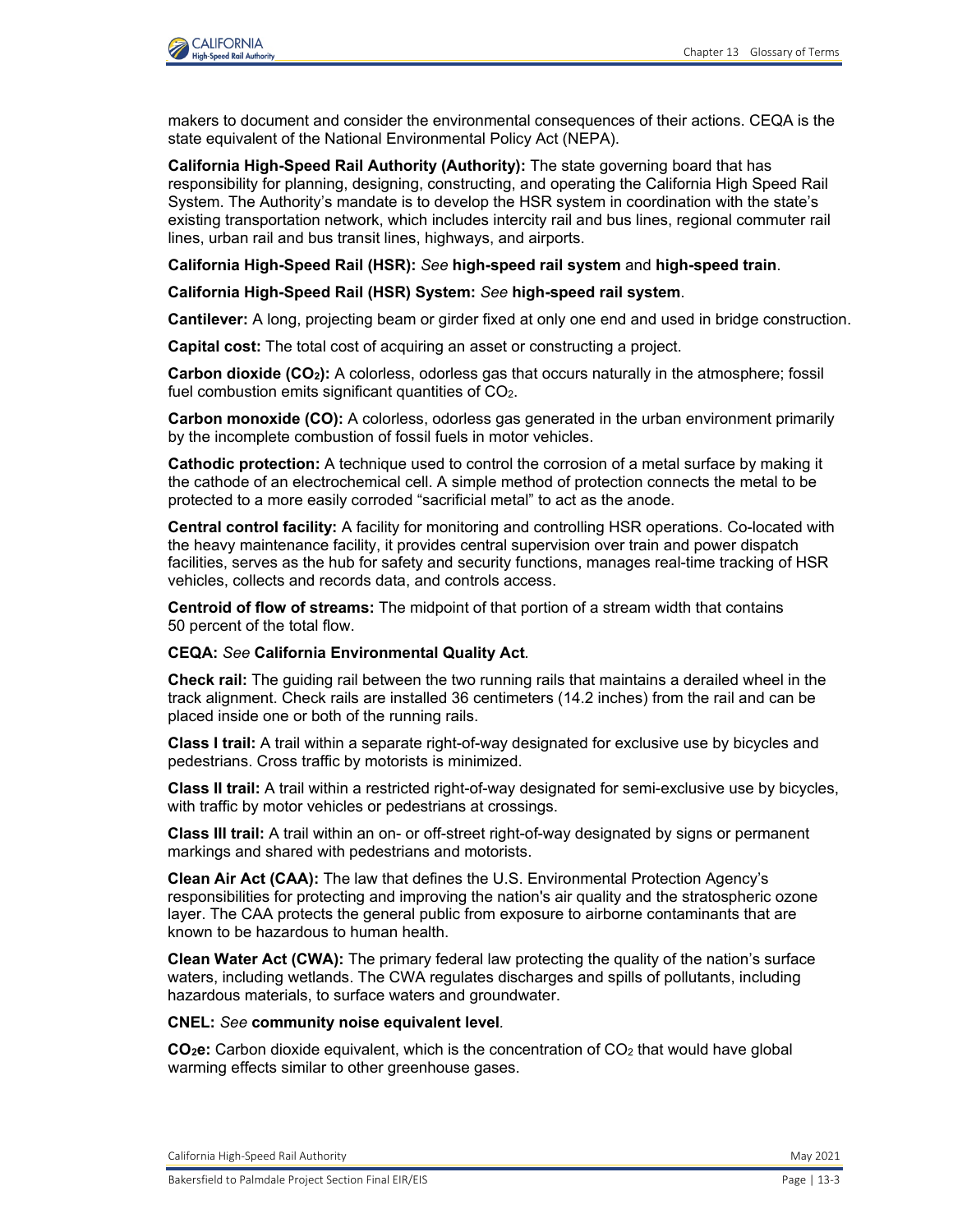makers to document and consider the environmental consequences of their actions. CEQA is the state equivalent of the National Environmental Policy Act (NEPA).

**California High-Speed Rail Authority (Authority):** The state governing board that has responsibility for planning, designing, constructing, and operating the California High Speed Rail System. The Authority's mandate is to develop the HSR system in coordination with the state's existing transportation network, which includes intercity rail and bus lines, regional commuter rail lines, urban rail and bus transit lines, highways, and airports.

**California High-Speed Rail (HSR):** *See* **high-speed rail system** and **high-speed train**.

**California High-Speed Rail (HSR) System:** *See* **high-speed rail system**.

**Cantilever:** A long, projecting beam or girder fixed at only one end and used in bridge construction.

**Capital cost:** The total cost of acquiring an asset or constructing a project.

**Carbon dioxide ($CO_2$):** A colorless, odorless gas that occurs naturally in the atmosphere; fossil fuel combustion emits significant quantities of $CO_2$.

**Carbon monoxide (CO):** A colorless, odorless gas generated in the urban environment primarily by the incomplete combustion of fossil fuels in motor vehicles.

**Cathodic protection:** A technique used to control the corrosion of a metal surface by making it the cathode of an electrochemical cell. A simple method of protection connects the metal to be protected to a more easily corroded "sacrificial metal" to act as the anode.

**Central control facility:** A facility for monitoring and controlling HSR operations. Co-located with the heavy maintenance facility, it provides central supervision over train and power dispatch facilities, serves as the hub for safety and security functions, manages real-time tracking of HSR vehicles, collects and records data, and controls access.

**Centroid of flow of streams:** The midpoint of that portion of a stream width that contains 50 percent of the total flow.

**CEQA:** *See* **California Environmental Quality Act**.

**Check rail:** The guiding rail between the two running rails that maintains a derailed wheel in the track alignment. Check rails are installed 36 centimeters (14.2 inches) from the rail and can be placed inside one or both of the running rails.

**Class I trail:** A trail within a separate right-of-way designated for exclusive use by bicycles and pedestrians. Cross traffic by motorists is minimized.

**Class II trail:** A trail within a restricted right-of-way designated for semi-exclusive use by bicycles, with traffic by motor vehicles or pedestrians at crossings.

**Class III trail:** A trail within an on- or off-street right-of-way designated by signs or permanent markings and shared with pedestrians and motorists.

**Clean Air Act (CAA):** The law that defines the U.S. Environmental Protection Agency's responsibilities for protecting and improving the nation's air quality and the stratospheric ozone layer. The CAA protects the general public from exposure to airborne contaminants that are known to be hazardous to human health.

**Clean Water Act (CWA):** The primary federal law protecting the quality of the nation's surface waters, including wetlands. The CWA regulates discharges and spills of pollutants, including hazardous materials, to surface waters and groundwater.

**CNEL:** *See* **community noise equivalent level**.

**$CO_2e$:** Carbon dioxide equivalent, which is the concentration of $CO_2$ that would have global warming effects similar to other greenhouse gases.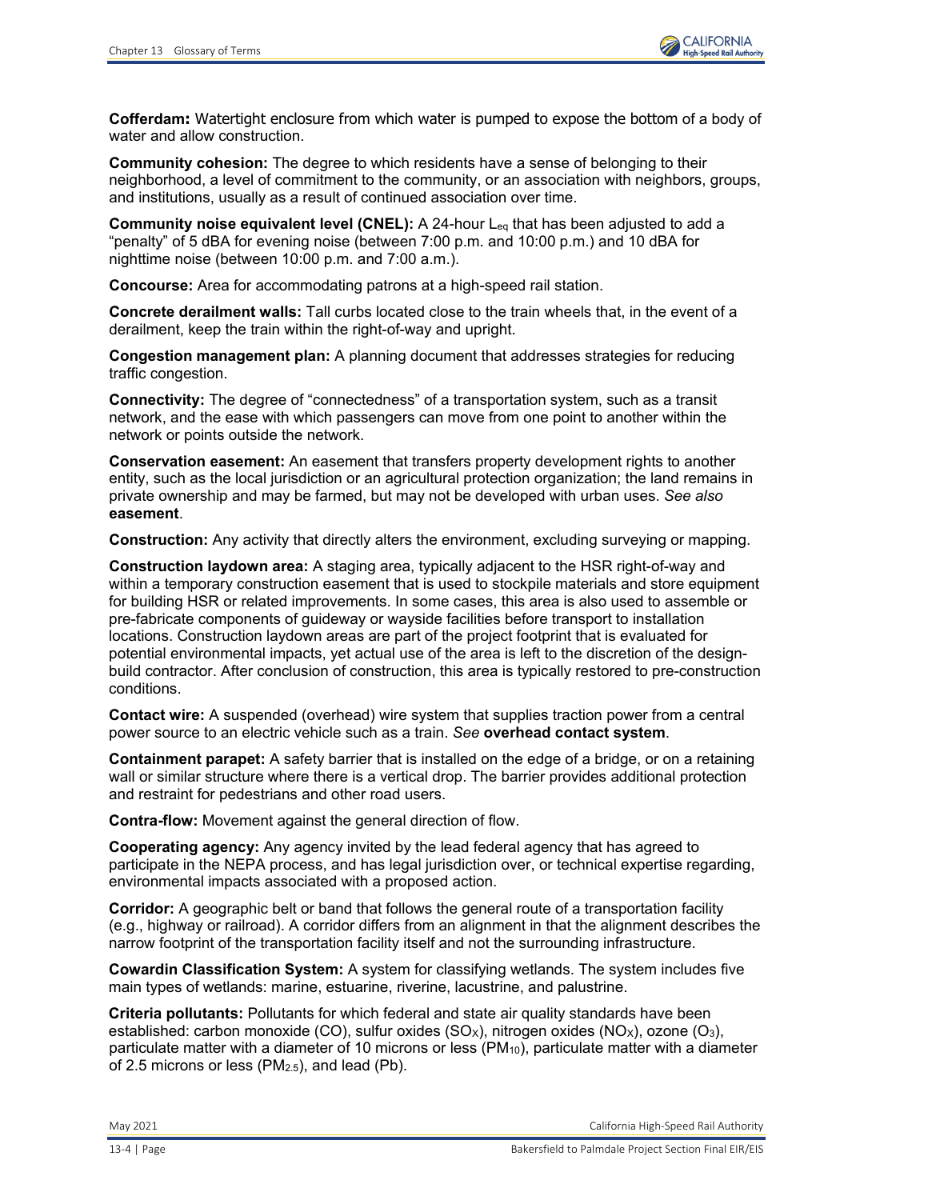**Cofferdam:** Watertight enclosure from which water is pumped to expose the bottom of a body of water and allow construction.

**Community cohesion:** The degree to which residents have a sense of belonging to their neighborhood, a level of commitment to the community, or an association with neighbors, groups, and institutions, usually as a result of continued association over time.

**Community noise equivalent level (CNEL):** A 24-hour $L_{eq}$ that has been adjusted to add a "penalty" of 5 dBA for evening noise (between 7:00 p.m. and 10:00 p.m.) and 10 dBA for nighttime noise (between 10:00 p.m. and 7:00 a.m.).

**Concourse:** Area for accommodating patrons at a high-speed rail station.

**Concrete derailment walls:** Tall curbs located close to the train wheels that, in the event of a derailment, keep the train within the right-of-way and upright.

**Congestion management plan:** A planning document that addresses strategies for reducing traffic congestion.

**Connectivity:** The degree of "connectedness" of a transportation system, such as a transit network, and the ease with which passengers can move from one point to another within the network or points outside the network.

**Conservation easement:** An easement that transfers property development rights to another entity, such as the local jurisdiction or an agricultural protection organization; the land remains in private ownership and may be farmed, but may not be developed with urban uses. *See also* **easement**.

**Construction:** Any activity that directly alters the environment, excluding surveying or mapping.

**Construction laydown area:** A staging area, typically adjacent to the HSR right-of-way and within a temporary construction easement that is used to stockpile materials and store equipment for building HSR or related improvements. In some cases, this area is also used to assemble or pre-fabricate components of guideway or wayside facilities before transport to installation locations. Construction laydown areas are part of the project footprint that is evaluated for potential environmental impacts, yet actual use of the area is left to the discretion of the design-build contractor. After conclusion of construction, this area is typically restored to pre-construction conditions.

**Contact wire:** A suspended (overhead) wire system that supplies traction power from a central power source to an electric vehicle such as a train. *See* **overhead contact system**.

**Containment parapet:** A safety barrier that is installed on the edge of a bridge, or on a retaining wall or similar structure where there is a vertical drop. The barrier provides additional protection and restraint for pedestrians and other road users.

**Contra-flow:** Movement against the general direction of flow.

**Cooperating agency:** Any agency invited by the lead federal agency that has agreed to participate in the NEPA process, and has legal jurisdiction over, or technical expertise regarding, environmental impacts associated with a proposed action.

**Corridor:** A geographic belt or band that follows the general route of a transportation facility (e.g., highway or railroad). A corridor differs from an alignment in that the alignment describes the narrow footprint of the transportation facility itself and not the surrounding infrastructure.

**Cowardin Classification System:** A system for classifying wetlands. The system includes five main types of wetlands: marine, estuarine, riverine, lacustrine, and palustrine.

**Criteria pollutants:** Pollutants for which federal and state air quality standards have been established: carbon monoxide (CO), sulfur oxides ($SO_X$), nitrogen oxides ($NO_X$), ozone ($O_3$), particulate matter with a diameter of 10 microns or less ($PM_{10}$), particulate matter with a diameter of 2.5 microns or less ($PM_{2.5}$), and lead (Pb).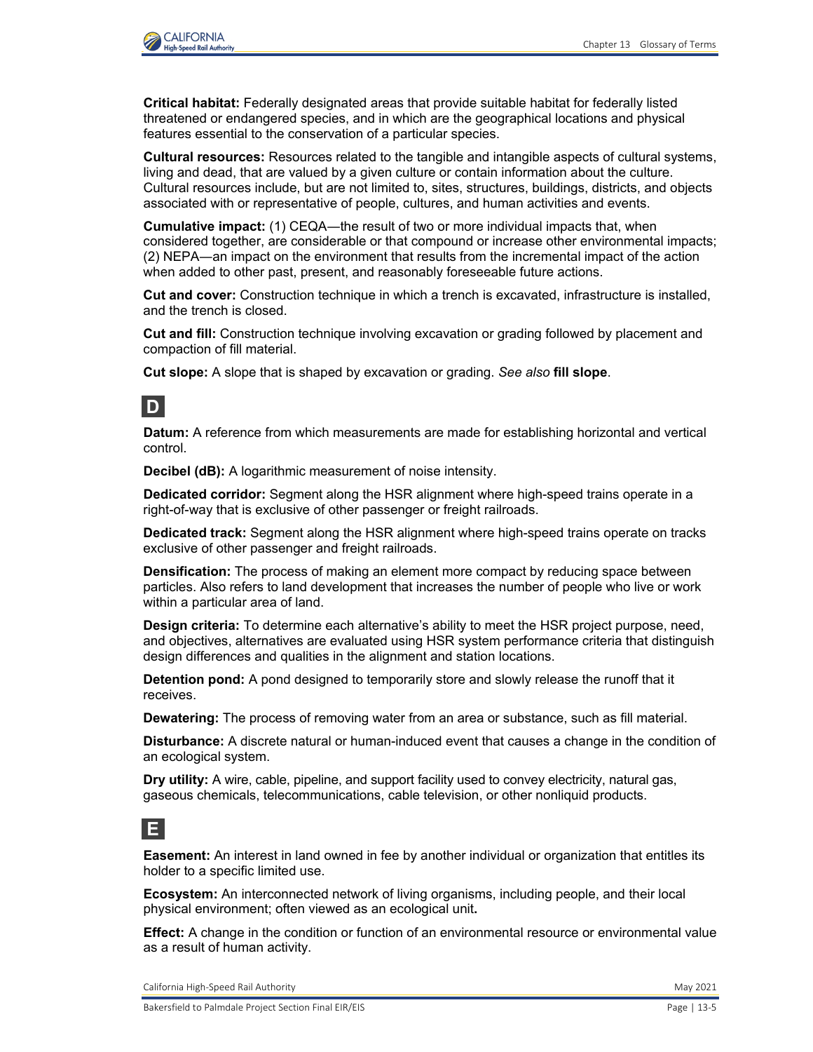**Critical habitat:** Federally designated areas that provide suitable habitat for federally listed threatened or endangered species, and in which are the geographical locations and physical features essential to the conservation of a particular species.

**Cultural resources:** Resources related to the tangible and intangible aspects of cultural systems, living and dead, that are valued by a given culture or contain information about the culture. Cultural resources include, but are not limited to, sites, structures, buildings, districts, and objects associated with or representative of people, cultures, and human activities and events.

**Cumulative impact:** (1) CEQA—the result of two or more individual impacts that, when considered together, are considerable or that compound or increase other environmental impacts; (2) NEPA—an impact on the environment that results from the incremental impact of the action when added to other past, present, and reasonably foreseeable future actions.

**Cut and cover:** Construction technique in which a trench is excavated, infrastructure is installed, and the trench is closed.

**Cut and fill:** Construction technique involving excavation or grading followed by placement and compaction of fill material.

**Cut slope:** A slope that is shaped by excavation or grading. *See also* **fill slope**.

## D

**Datum:** A reference from which measurements are made for establishing horizontal and vertical control.

**Decibel (dB):** A logarithmic measurement of noise intensity.

**Dedicated corridor:** Segment along the HSR alignment where high-speed trains operate in a right-of-way that is exclusive of other passenger or freight railroads.

**Dedicated track:** Segment along the HSR alignment where high-speed trains operate on tracks exclusive of other passenger and freight railroads.

**Densification:** The process of making an element more compact by reducing space between particles. Also refers to land development that increases the number of people who live or work within a particular area of land.

**Design criteria:** To determine each alternative's ability to meet the HSR project purpose, need, and objectives, alternatives are evaluated using HSR system performance criteria that distinguish design differences and qualities in the alignment and station locations.

**Detention pond:** A pond designed to temporarily store and slowly release the runoff that it receives.

**Dewatering:** The process of removing water from an area or substance, such as fill material.

**Disturbance:** A discrete natural or human-induced event that causes a change in the condition of an ecological system.

**Dry utility:** A wire, cable, pipeline, and support facility used to convey electricity, natural gas, gaseous chemicals, telecommunications, cable television, or other nonliquid products.

## E

**Easement:** An interest in land owned in fee by another individual or organization that entitles its holder to a specific limited use.

**Ecosystem:** An interconnected network of living organisms, including people, and their local physical environment; often viewed as an ecological unit.

**Effect:** A change in the condition or function of an environmental resource or environmental value as a result of human activity.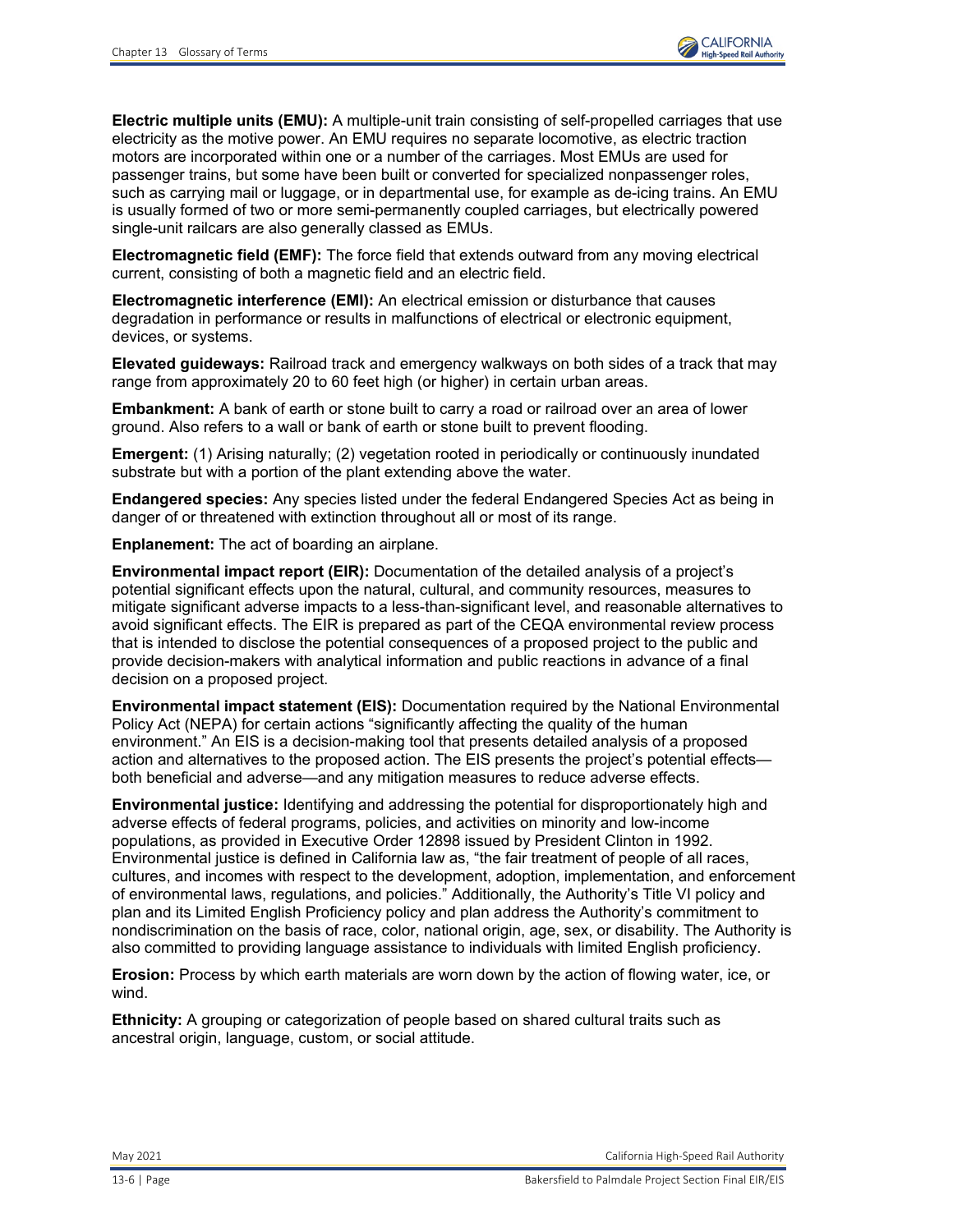**Electric multiple units (EMU):** A multiple-unit train consisting of self-propelled carriages that use electricity as the motive power. An EMU requires no separate locomotive, as electric traction motors are incorporated within one or a number of the carriages. Most EMUs are used for passenger trains, but some have been built or converted for specialized nonpassenger roles, such as carrying mail or luggage, or in departmental use, for example as de-icing trains. An EMU is usually formed of two or more semi-permanently coupled carriages, but electrically powered single-unit railcars are also generally classed as EMUs.

**Electromagnetic field (EMF):** The force field that extends outward from any moving electrical current, consisting of both a magnetic field and an electric field.

**Electromagnetic interference (EMI):** An electrical emission or disturbance that causes degradation in performance or results in malfunctions of electrical or electronic equipment, devices, or systems.

**Elevated guideways:** Railroad track and emergency walkways on both sides of a track that may range from approximately 20 to 60 feet high (or higher) in certain urban areas.

**Embankment:** A bank of earth or stone built to carry a road or railroad over an area of lower ground. Also refers to a wall or bank of earth or stone built to prevent flooding.

**Emergent:** (1) Arising naturally; (2) vegetation rooted in periodically or continuously inundated substrate but with a portion of the plant extending above the water.

**Endangered species:** Any species listed under the federal Endangered Species Act as being in danger of or threatened with extinction throughout all or most of its range.

**Enplanement:** The act of boarding an airplane.

**Environmental impact report (EIR):** Documentation of the detailed analysis of a project's potential significant effects upon the natural, cultural, and community resources, measures to mitigate significant adverse impacts to a less-than-significant level, and reasonable alternatives to avoid significant effects. The EIR is prepared as part of the CEQA environmental review process that is intended to disclose the potential consequences of a proposed project to the public and provide decision-makers with analytical information and public reactions in advance of a final decision on a proposed project.

**Environmental impact statement (EIS):** Documentation required by the National Environmental Policy Act (NEPA) for certain actions "significantly affecting the quality of the human environment." An EIS is a decision-making tool that presents detailed analysis of a proposed action and alternatives to the proposed action. The EIS presents the project's potential effects—both beneficial and adverse—and any mitigation measures to reduce adverse effects.

**Environmental justice:** Identifying and addressing the potential for disproportionately high and adverse effects of federal programs, policies, and activities on minority and low-income populations, as provided in Executive Order 12898 issued by President Clinton in 1992. Environmental justice is defined in California law as, "the fair treatment of people of all races, cultures, and incomes with respect to the development, adoption, implementation, and enforcement of environmental laws, regulations, and policies." Additionally, the Authority's Title VI policy and plan and its Limited English Proficiency policy and plan address the Authority's commitment to nondiscrimination on the basis of race, color, national origin, age, sex, or disability. The Authority is also committed to providing language assistance to individuals with limited English proficiency.

**Erosion:** Process by which earth materials are worn down by the action of flowing water, ice, or wind.

**Ethnicity:** A grouping or categorization of people based on shared cultural traits such as ancestral origin, language, custom, or social attitude.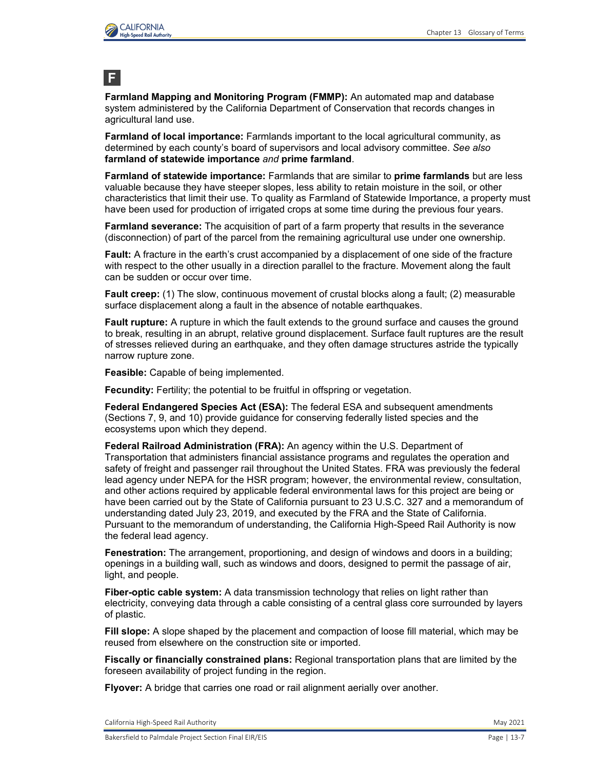# F

**Farmland Mapping and Monitoring Program (FMMP):** An automated map and database system administered by the California Department of Conservation that records changes in agricultural land use.

**Farmland of local importance:** Farmlands important to the local agricultural community, as determined by each county's board of supervisors and local advisory committee. *See also* **farmland of statewide importance** *and* **prime farmland**.

**Farmland of statewide importance:** Farmlands that are similar to **prime farmlands** but are less valuable because they have steeper slopes, less ability to retain moisture in the soil, or other characteristics that limit their use. To quality as Farmland of Statewide Importance, a property must have been used for production of irrigated crops at some time during the previous four years.

**Farmland severance:** The acquisition of part of a farm property that results in the severance (disconnection) of part of the parcel from the remaining agricultural use under one ownership.

**Fault:** A fracture in the earth's crust accompanied by a displacement of one side of the fracture with respect to the other usually in a direction parallel to the fracture. Movement along the fault can be sudden or occur over time.

**Fault creep:** (1) The slow, continuous movement of crustal blocks along a fault; (2) measurable surface displacement along a fault in the absence of notable earthquakes.

**Fault rupture:** A rupture in which the fault extends to the ground surface and causes the ground to break, resulting in an abrupt, relative ground displacement. Surface fault ruptures are the result of stresses relieved during an earthquake, and they often damage structures astride the typically narrow rupture zone.

**Feasible:** Capable of being implemented.

**Fecundity:** Fertility; the potential to be fruitful in offspring or vegetation.

**Federal Endangered Species Act (ESA):** The federal ESA and subsequent amendments (Sections 7, 9, and 10) provide guidance for conserving federally listed species and the ecosystems upon which they depend.

**Federal Railroad Administration (FRA):** An agency within the U.S. Department of Transportation that administers financial assistance programs and regulates the operation and safety of freight and passenger rail throughout the United States. FRA was previously the federal lead agency under NEPA for the HSR program; however, the environmental review, consultation, and other actions required by applicable federal environmental laws for this project are being or have been carried out by the State of California pursuant to 23 U.S.C. 327 and a memorandum of understanding dated July 23, 2019, and executed by the FRA and the State of California. Pursuant to the memorandum of understanding, the California High-Speed Rail Authority is now the federal lead agency.

**Fenestration:** The arrangement, proportioning, and design of windows and doors in a building; openings in a building wall, such as windows and doors, designed to permit the passage of air, light, and people.

**Fiber-optic cable system:** A data transmission technology that relies on light rather than electricity, conveying data through a cable consisting of a central glass core surrounded by layers of plastic.

**Fill slope:** A slope shaped by the placement and compaction of loose fill material, which may be reused from elsewhere on the construction site or imported.

**Fiscally or financially constrained plans:** Regional transportation plans that are limited by the foreseen availability of project funding in the region.

**Flyover:** A bridge that carries one road or rail alignment aerially over another.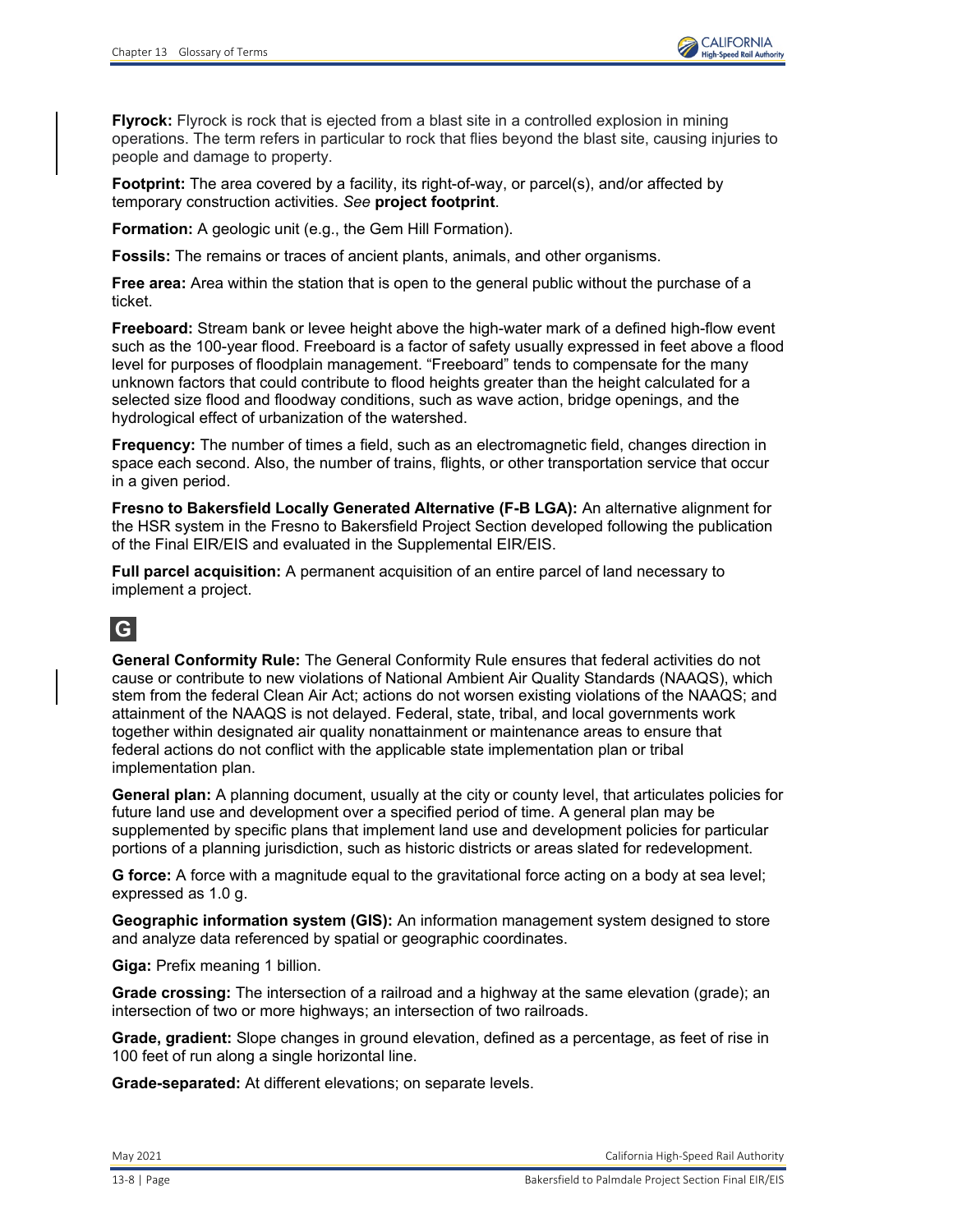**Flyrock:** Flyrock is rock that is ejected from a blast site in a controlled explosion in mining operations. The term refers in particular to rock that flies beyond the blast site, causing injuries to people and damage to property.

**Footprint:** The area covered by a facility, its right-of-way, or parcel(s), and/or affected by temporary construction activities. *See* **project footprint**.

**Formation:** A geologic unit (e.g., the Gem Hill Formation).

**Fossils:** The remains or traces of ancient plants, animals, and other organisms.

**Free area:** Area within the station that is open to the general public without the purchase of a ticket.

**Freeboard:** Stream bank or levee height above the high-water mark of a defined high-flow event such as the 100-year flood. Freeboard is a factor of safety usually expressed in feet above a flood level for purposes of floodplain management. "Freeboard" tends to compensate for the many unknown factors that could contribute to flood heights greater than the height calculated for a selected size flood and floodway conditions, such as wave action, bridge openings, and the hydrological effect of urbanization of the watershed.

**Frequency:** The number of times a field, such as an electromagnetic field, changes direction in space each second. Also, the number of trains, flights, or other transportation service that occur in a given period.

**Fresno to Bakersfield Locally Generated Alternative (F-B LGA):** An alternative alignment for the HSR system in the Fresno to Bakersfield Project Section developed following the publication of the Final EIR/EIS and evaluated in the Supplemental EIR/EIS.

**Full parcel acquisition:** A permanent acquisition of an entire parcel of land necessary to implement a project.

## G

**General Conformity Rule:** The General Conformity Rule ensures that federal activities do not cause or contribute to new violations of National Ambient Air Quality Standards (NAAQS), which stem from the federal Clean Air Act; actions do not worsen existing violations of the NAAQS; and attainment of the NAAQS is not delayed. Federal, state, tribal, and local governments work together within designated air quality nonattainment or maintenance areas to ensure that federal actions do not conflict with the applicable state implementation plan or tribal implementation plan.

**General plan:** A planning document, usually at the city or county level, that articulates policies for future land use and development over a specified period of time. A general plan may be supplemented by specific plans that implement land use and development policies for particular portions of a planning jurisdiction, such as historic districts or areas slated for redevelopment.

**G force:** A force with a magnitude equal to the gravitational force acting on a body at sea level; expressed as 1.0 g.

**Geographic information system (GIS):** An information management system designed to store and analyze data referenced by spatial or geographic coordinates.

**Giga:** Prefix meaning 1 billion.

**Grade crossing:** The intersection of a railroad and a highway at the same elevation (grade); an intersection of two or more highways; an intersection of two railroads.

**Grade, gradient:** Slope changes in ground elevation, defined as a percentage, as feet of rise in 100 feet of run along a single horizontal line.

**Grade-separated:** At different elevations; on separate levels.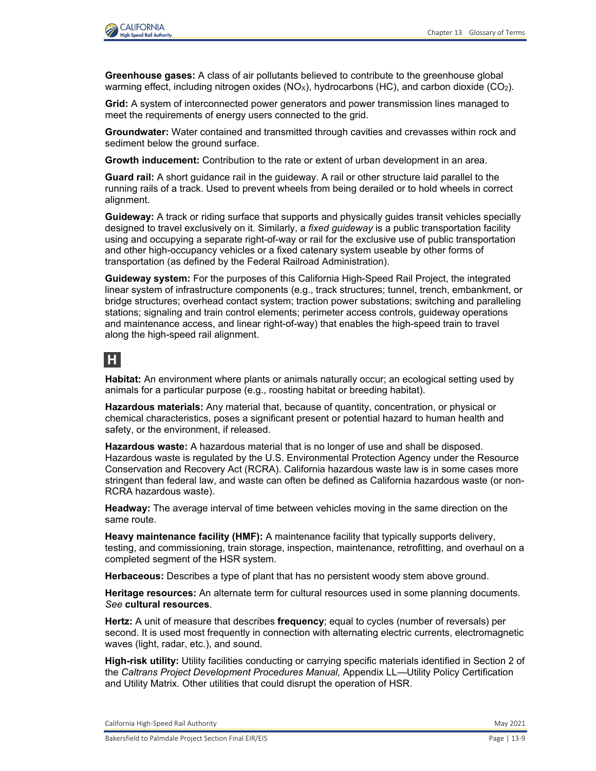**Greenhouse gases:** A class of air pollutants believed to contribute to the greenhouse global warming effect, including nitrogen oxides ($NO_X$), hydrocarbons (HC), and carbon dioxide ($CO_2$).

**Grid:** A system of interconnected power generators and power transmission lines managed to meet the requirements of energy users connected to the grid.

**Groundwater:** Water contained and transmitted through cavities and crevasses within rock and sediment below the ground surface.

**Growth inducement:** Contribution to the rate or extent of urban development in an area.

**Guard rail:** A short guidance rail in the guideway. A rail or other structure laid parallel to the running rails of a track. Used to prevent wheels from being derailed or to hold wheels in correct alignment.

**Guideway:** A track or riding surface that supports and physically guides transit vehicles specially designed to travel exclusively on it. Similarly, a *fixed guideway* is a public transportation facility using and occupying a separate right-of-way or rail for the exclusive use of public transportation and other high-occupancy vehicles or a fixed catenary system useable by other forms of transportation (as defined by the Federal Railroad Administration).

**Guideway system:** For the purposes of this California High-Speed Rail Project, the integrated linear system of infrastructure components (e.g., track structures; tunnel, trench, embankment, or bridge structures; overhead contact system; traction power substations; switching and paralleling stations; signaling and train control elements; perimeter access controls, guideway operations and maintenance access, and linear right-of-way) that enables the high-speed train to travel along the high-speed rail alignment.

## H

**Habitat:** An environment where plants or animals naturally occur; an ecological setting used by animals for a particular purpose (e.g., roosting habitat or breeding habitat).

**Hazardous materials:** Any material that, because of quantity, concentration, or physical or chemical characteristics, poses a significant present or potential hazard to human health and safety, or the environment, if released.

**Hazardous waste:** A hazardous material that is no longer of use and shall be disposed. Hazardous waste is regulated by the U.S. Environmental Protection Agency under the Resource Conservation and Recovery Act (RCRA). California hazardous waste law is in some cases more stringent than federal law, and waste can often be defined as California hazardous waste (or non-RCRA hazardous waste).

**Headway:** The average interval of time between vehicles moving in the same direction on the same route.

**Heavy maintenance facility (HMF):** A maintenance facility that typically supports delivery, testing, and commissioning, train storage, inspection, maintenance, retrofitting, and overhaul on a completed segment of the HSR system.

**Herbaceous:** Describes a type of plant that has no persistent woody stem above ground.

**Heritage resources:** An alternate term for cultural resources used in some planning documents. *See* **cultural resources**.

**Hertz:** A unit of measure that describes **frequency**; equal to cycles (number of reversals) per second. It is used most frequently in connection with alternating electric currents, electromagnetic waves (light, radar, etc.), and sound.

**High-risk utility:** Utility facilities conducting or carrying specific materials identified in Section 2 of the *Caltrans Project Development Procedures Manual,* Appendix LL—Utility Policy Certification and Utility Matrix. Other utilities that could disrupt the operation of HSR.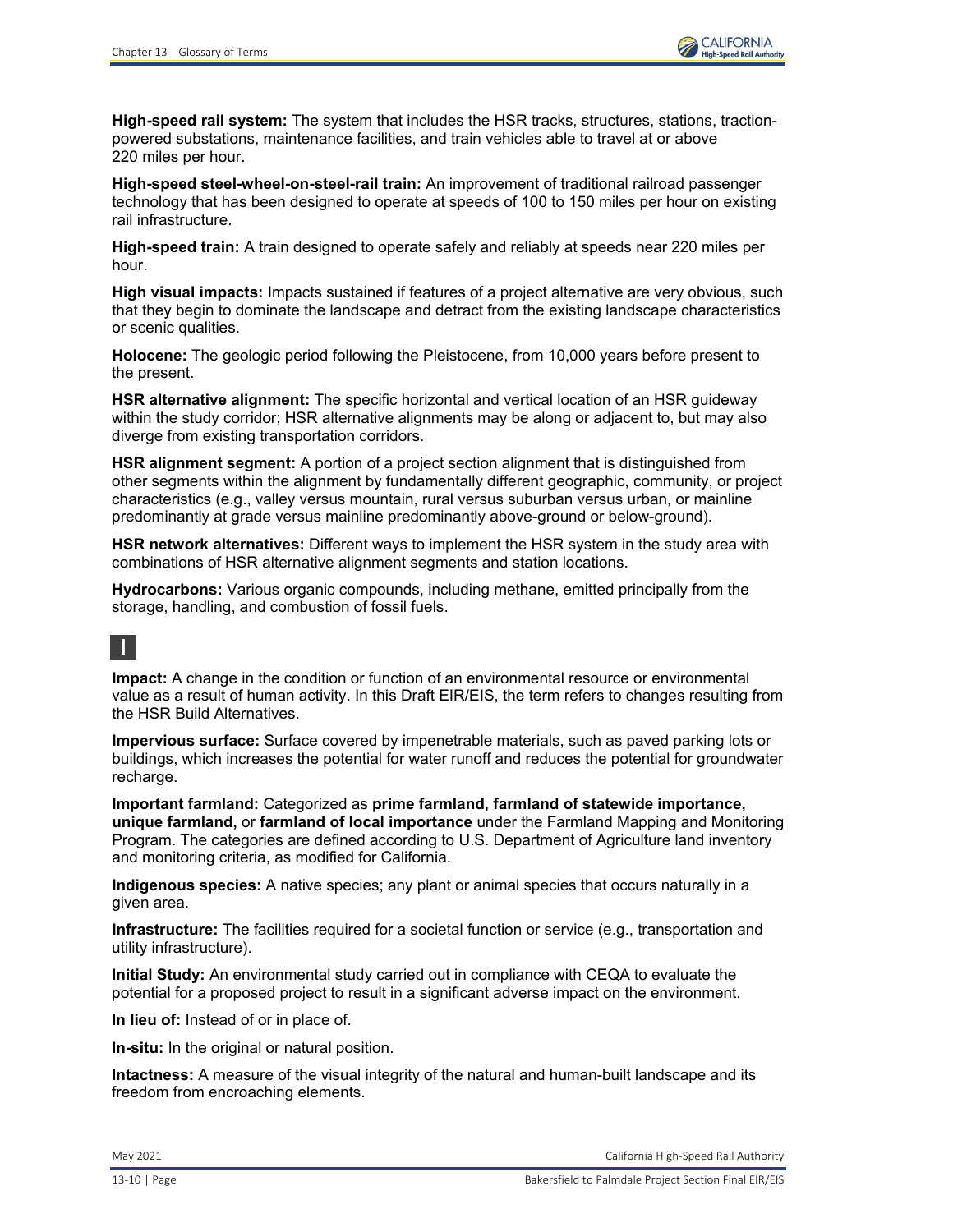**High-speed rail system:** The system that includes the HSR tracks, structures, stations, traction-powered substations, maintenance facilities, and train vehicles able to travel at or above 220 miles per hour.

**High-speed steel-wheel-on-steel-rail train:** An improvement of traditional railroad passenger technology that has been designed to operate at speeds of 100 to 150 miles per hour on existing rail infrastructure.

**High-speed train:** A train designed to operate safely and reliably at speeds near 220 miles per hour.

**High visual impacts:** Impacts sustained if features of a project alternative are very obvious, such that they begin to dominate the landscape and detract from the existing landscape characteristics or scenic qualities.

**Holocene:** The geologic period following the Pleistocene, from 10,000 years before present to the present.

**HSR alternative alignment:** The specific horizontal and vertical location of an HSR guideway within the study corridor; HSR alternative alignments may be along or adjacent to, but may also diverge from existing transportation corridors.

**HSR alignment segment:** A portion of a project section alignment that is distinguished from other segments within the alignment by fundamentally different geographic, community, or project characteristics (e.g., valley versus mountain, rural versus suburban versus urban, or mainline predominantly at grade versus mainline predominantly above-ground or below-ground).

**HSR network alternatives:** Different ways to implement the HSR system in the study area with combinations of HSR alternative alignment segments and station locations.

**Hydrocarbons:** Various organic compounds, including methane, emitted principally from the storage, handling, and combustion of fossil fuels.

## I

**Impact:** A change in the condition or function of an environmental resource or environmental value as a result of human activity. In this Draft EIR/EIS, the term refers to changes resulting from the HSR Build Alternatives.

**Impervious surface:** Surface covered by impenetrable materials, such as paved parking lots or buildings, which increases the potential for water runoff and reduces the potential for groundwater recharge.

**Important farmland:** Categorized as **prime farmland, farmland of statewide importance, unique farmland,** or **farmland of local importance** under the Farmland Mapping and Monitoring Program. The categories are defined according to U.S. Department of Agriculture land inventory and monitoring criteria, as modified for California.

**Indigenous species:** A native species; any plant or animal species that occurs naturally in a given area.

**Infrastructure:** The facilities required for a societal function or service (e.g., transportation and utility infrastructure).

**Initial Study:** An environmental study carried out in compliance with CEQA to evaluate the potential for a proposed project to result in a significant adverse impact on the environment.

**In lieu of:** Instead of or in place of.

**In-situ:** In the original or natural position.

**Intactness:** A measure of the visual integrity of the natural and human-built landscape and its freedom from encroaching elements.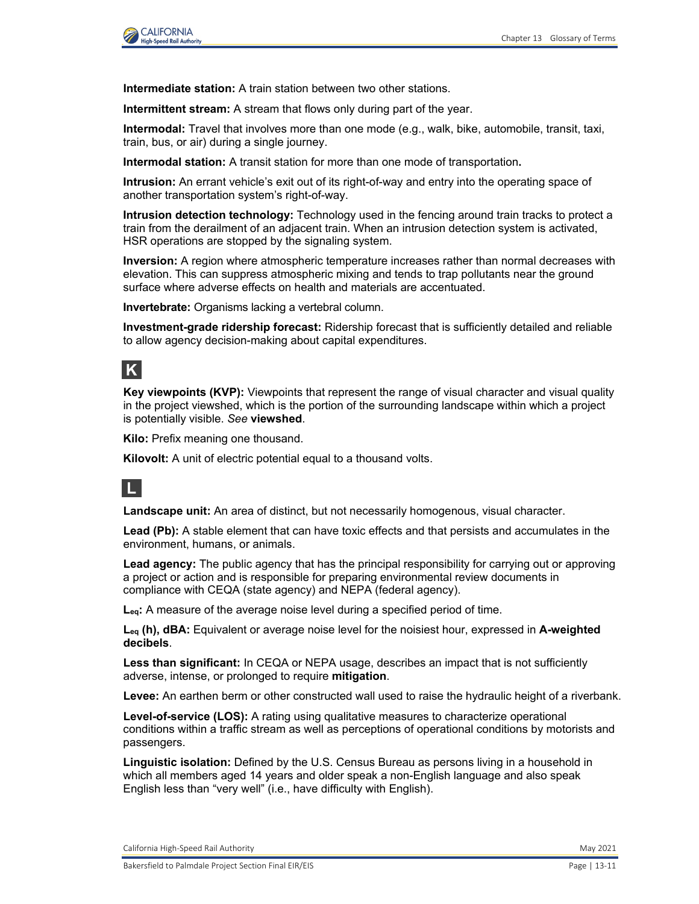**Intermediate station:** A train station between two other stations.

**Intermittent stream:** A stream that flows only during part of the year.

**Intermodal:** Travel that involves more than one mode (e.g., walk, bike, automobile, transit, taxi, train, bus, or air) during a single journey.

**Intermodal station:** A transit station for more than one mode of transportation**.**

**Intrusion:** An errant vehicle's exit out of its right-of-way and entry into the operating space of another transportation system's right-of-way.

**Intrusion detection technology:** Technology used in the fencing around train tracks to protect a train from the derailment of an adjacent train. When an intrusion detection system is activated, HSR operations are stopped by the signaling system.

**Inversion:** A region where atmospheric temperature increases rather than normal decreases with elevation. This can suppress atmospheric mixing and tends to trap pollutants near the ground surface where adverse effects on health and materials are accentuated.

**Invertebrate:** Organisms lacking a vertebral column.

**Investment-grade ridership forecast:** Ridership forecast that is sufficiently detailed and reliable to allow agency decision-making about capital expenditures.

## K

**Key viewpoints (KVP):** Viewpoints that represent the range of visual character and visual quality in the project viewshed, which is the portion of the surrounding landscape within which a project is potentially visible. *See* **viewshed**.

**Kilo:** Prefix meaning one thousand.

**Kilovolt:** A unit of electric potential equal to a thousand volts.

## L

**Landscape unit:** An area of distinct, but not necessarily homogenous, visual character.

**Lead (Pb):** A stable element that can have toxic effects and that persists and accumulates in the environment, humans, or animals.

**Lead agency:** The public agency that has the principal responsibility for carrying out or approving a project or action and is responsible for preparing environmental review documents in compliance with CEQA (state agency) and NEPA (federal agency).

**$L_{eq}$:** A measure of the average noise level during a specified period of time.

**$L_{eq}$ (h), dBA:** Equivalent or average noise level for the noisiest hour, expressed in **A-weighted decibels**.

**Less than significant:** In CEQA or NEPA usage, describes an impact that is not sufficiently adverse, intense, or prolonged to require **mitigation**.

**Levee:** An earthen berm or other constructed wall used to raise the hydraulic height of a riverbank.

**Level-of-service (LOS):** A rating using qualitative measures to characterize operational conditions within a traffic stream as well as perceptions of operational conditions by motorists and passengers.

**Linguistic isolation:** Defined by the U.S. Census Bureau as persons living in a household in which all members aged 14 years and older speak a non-English language and also speak English less than "very well" (i.e., have difficulty with English).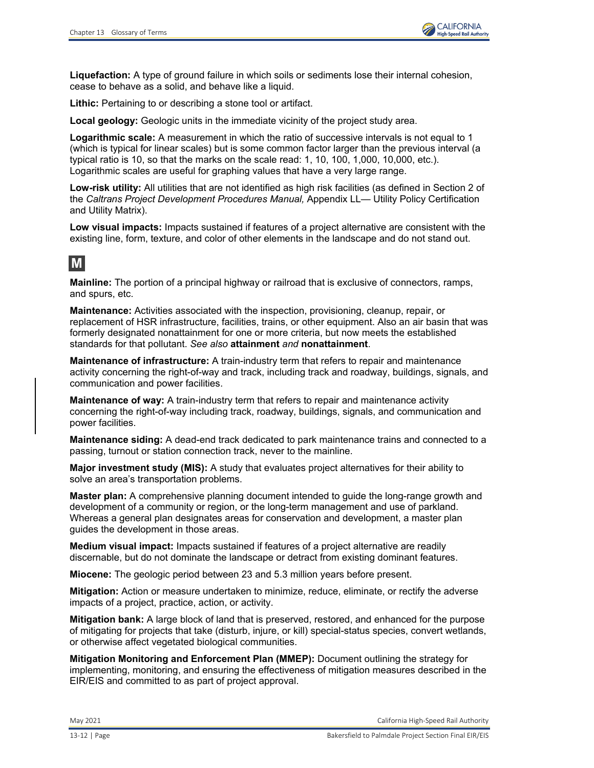**Liquefaction:** A type of ground failure in which soils or sediments lose their internal cohesion, cease to behave as a solid, and behave like a liquid.

**Lithic:** Pertaining to or describing a stone tool or artifact.

**Local geology:** Geologic units in the immediate vicinity of the project study area.

**Logarithmic scale:** A measurement in which the ratio of successive intervals is not equal to 1 (which is typical for linear scales) but is some common factor larger than the previous interval (a typical ratio is 10, so that the marks on the scale read: 1, 10, 100, 1,000, 10,000, etc.). Logarithmic scales are useful for graphing values that have a very large range.

**Low-risk utility:** All utilities that are not identified as high risk facilities (as defined in Section 2 of the *Caltrans Project Development Procedures Manual,* Appendix LL— Utility Policy Certification and Utility Matrix).

**Low visual impacts:** Impacts sustained if features of a project alternative are consistent with the existing line, form, texture, and color of other elements in the landscape and do not stand out.

## M

**Mainline:** The portion of a principal highway or railroad that is exclusive of connectors, ramps, and spurs, etc.

**Maintenance:** Activities associated with the inspection, provisioning, cleanup, repair, or replacement of HSR infrastructure, facilities, trains, or other equipment. Also an air basin that was formerly designated nonattainment for one or more criteria, but now meets the established standards for that pollutant. *See also* **attainment** *and* **nonattainment**.

**Maintenance of infrastructure:** A train-industry term that refers to repair and maintenance activity concerning the right-of-way and track, including track and roadway, buildings, signals, and communication and power facilities.

**Maintenance of way:** A train-industry term that refers to repair and maintenance activity concerning the right-of-way including track, roadway, buildings, signals, and communication and power facilities.

**Maintenance siding:** A dead-end track dedicated to park maintenance trains and connected to a passing, turnout or station connection track, never to the mainline.

**Major investment study (MIS):** A study that evaluates project alternatives for their ability to solve an area's transportation problems.

**Master plan:** A comprehensive planning document intended to guide the long-range growth and development of a community or region, or the long-term management and use of parkland. Whereas a general plan designates areas for conservation and development, a master plan guides the development in those areas.

**Medium visual impact:** Impacts sustained if features of a project alternative are readily discernable, but do not dominate the landscape or detract from existing dominant features.

**Miocene:** The geologic period between 23 and 5.3 million years before present.

**Mitigation:** Action or measure undertaken to minimize, reduce, eliminate, or rectify the adverse impacts of a project, practice, action, or activity.

**Mitigation bank:** A large block of land that is preserved, restored, and enhanced for the purpose of mitigating for projects that take (disturb, injure, or kill) special-status species, convert wetlands, or otherwise affect vegetated biological communities.

**Mitigation Monitoring and Enforcement Plan (MMEP):** Document outlining the strategy for implementing, monitoring, and ensuring the effectiveness of mitigation measures described in the EIR/EIS and committed to as part of project approval.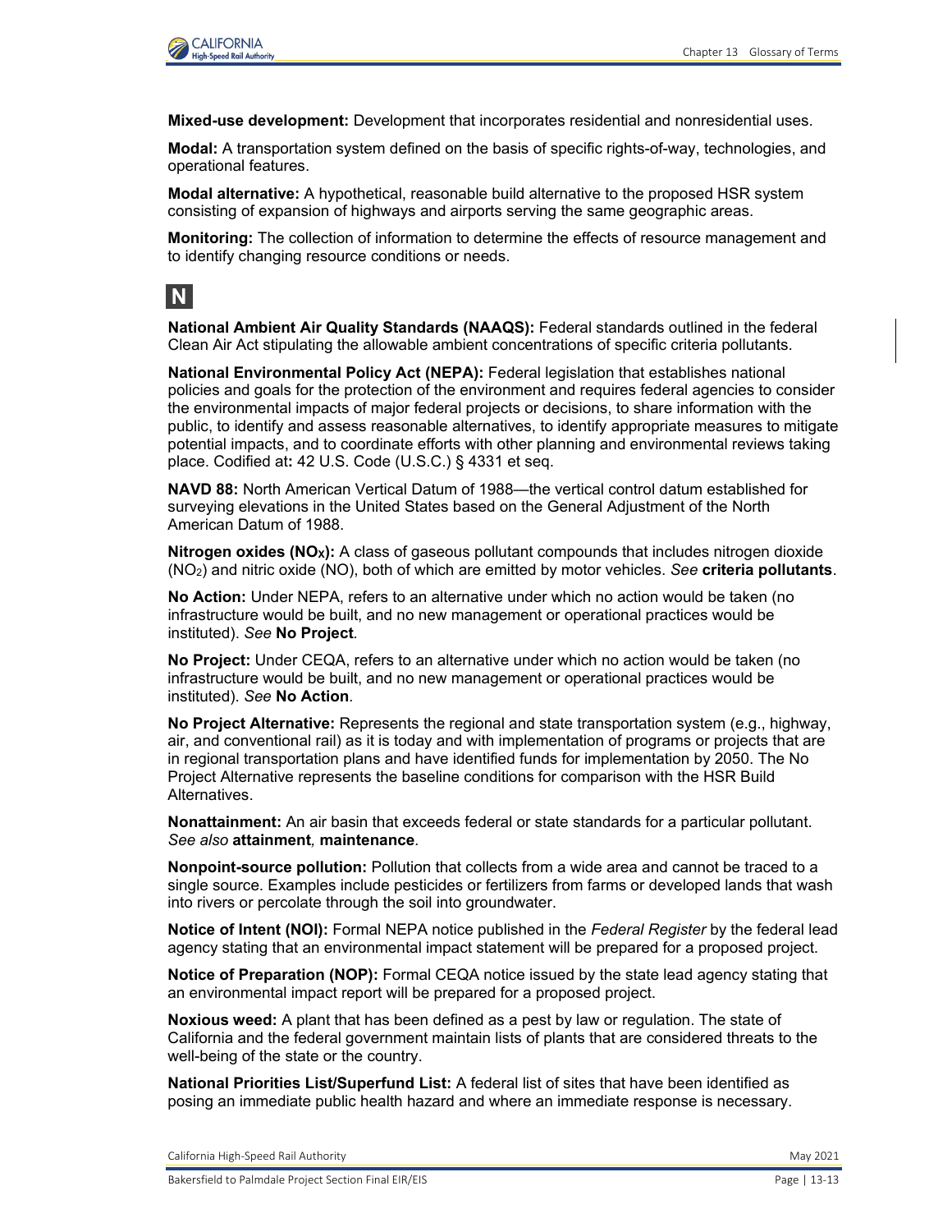**Mixed-use development:** Development that incorporates residential and nonresidential uses.

**Modal:** A transportation system defined on the basis of specific rights-of-way, technologies, and operational features.

**Modal alternative:** A hypothetical, reasonable build alternative to the proposed HSR system consisting of expansion of highways and airports serving the same geographic areas.

**Monitoring:** The collection of information to determine the effects of resource management and to identify changing resource conditions or needs.

## N

**National Ambient Air Quality Standards (NAAQS):** Federal standards outlined in the federal Clean Air Act stipulating the allowable ambient concentrations of specific criteria pollutants.

**National Environmental Policy Act (NEPA):** Federal legislation that establishes national policies and goals for the protection of the environment and requires federal agencies to consider the environmental impacts of major federal projects or decisions, to share information with the public, to identify and assess reasonable alternatives, to identify appropriate measures to mitigate potential impacts, and to coordinate efforts with other planning and environmental reviews taking place. Codified at**:** 42 U.S. Code (U.S.C.) § 4331 et seq.

**NAVD 88:** North American Vertical Datum of 1988—the vertical control datum established for surveying elevations in the United States based on the General Adjustment of the North American Datum of 1988.

**Nitrogen oxides ($NO_X$):** A class of gaseous pollutant compounds that includes nitrogen dioxide ($NO_2$) and nitric oxide (NO), both of which are emitted by motor vehicles. *See* **criteria pollutants**.

**No Action:** Under NEPA, refers to an alternative under which no action would be taken (no infrastructure would be built, and no new management or operational practices would be instituted). *See* **No Project***.*

**No Project:** Under CEQA, refers to an alternative under which no action would be taken (no infrastructure would be built, and no new management or operational practices would be instituted). *See* **No Action***.*

**No Project Alternative:** Represents the regional and state transportation system (e.g., highway, air, and conventional rail) as it is today and with implementation of programs or projects that are in regional transportation plans and have identified funds for implementation by 2050. The No Project Alternative represents the baseline conditions for comparison with the HSR Build Alternatives.

**Nonattainment:** An air basin that exceeds federal or state standards for a particular pollutant. *See also* **attainment***,* **maintenance**.

**Nonpoint-source pollution:** Pollution that collects from a wide area and cannot be traced to a single source. Examples include pesticides or fertilizers from farms or developed lands that wash into rivers or percolate through the soil into groundwater.

**Notice of Intent (NOI):** Formal NEPA notice published in the *Federal Register* by the federal lead agency stating that an environmental impact statement will be prepared for a proposed project.

**Notice of Preparation (NOP):** Formal CEQA notice issued by the state lead agency stating that an environmental impact report will be prepared for a proposed project.

**Noxious weed:** A plant that has been defined as a pest by law or regulation. The state of California and the federal government maintain lists of plants that are considered threats to the well-being of the state or the country.

**National Priorities List/Superfund List:** A federal list of sites that have been identified as posing an immediate public health hazard and where an immediate response is necessary.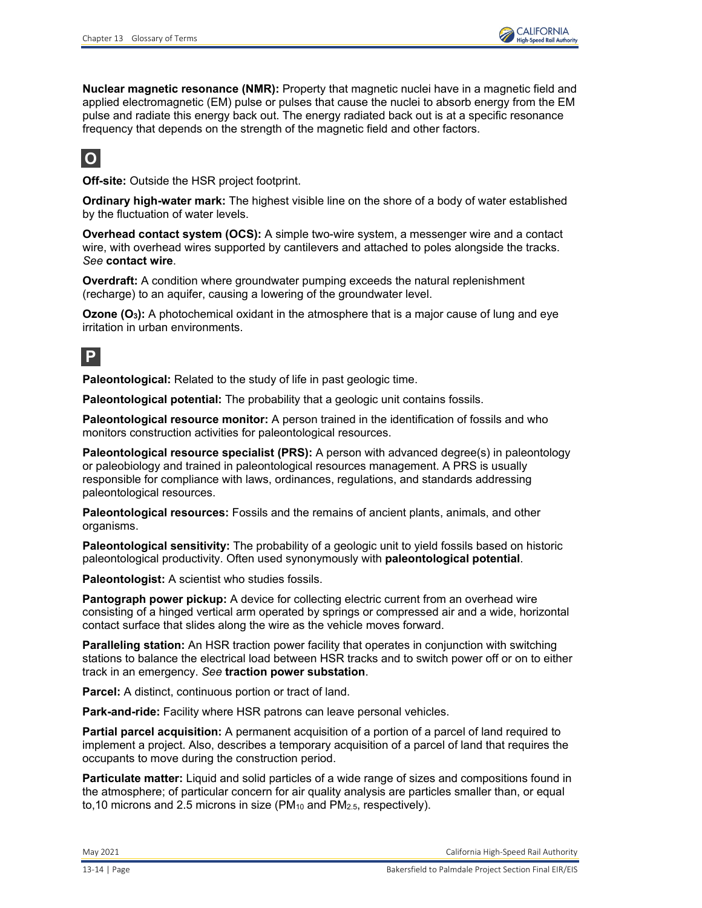**Nuclear magnetic resonance (NMR):** Property that magnetic nuclei have in a magnetic field and applied electromagnetic (EM) pulse or pulses that cause the nuclei to absorb energy from the EM pulse and radiate this energy back out. The energy radiated back out is at a specific resonance frequency that depends on the strength of the magnetic field and other factors.

## O

**Off-site:** Outside the HSR project footprint.

**Ordinary high-water mark:** The highest visible line on the shore of a body of water established by the fluctuation of water levels.

**Overhead contact system (OCS):** A simple two-wire system, a messenger wire and a contact wire, with overhead wires supported by cantilevers and attached to poles alongside the tracks. *See* **contact wire**.

**Overdraft:** A condition where groundwater pumping exceeds the natural replenishment (recharge) to an aquifer, causing a lowering of the groundwater level.

**Ozone ($O_3$):** A photochemical oxidant in the atmosphere that is a major cause of lung and eye irritation in urban environments.

## P

**Paleontological:** Related to the study of life in past geologic time.

**Paleontological potential:** The probability that a geologic unit contains fossils.

**Paleontological resource monitor:** A person trained in the identification of fossils and who monitors construction activities for paleontological resources.

**Paleontological resource specialist (PRS):** A person with advanced degree(s) in paleontology or paleobiology and trained in paleontological resources management. A PRS is usually responsible for compliance with laws, ordinances, regulations, and standards addressing paleontological resources.

**Paleontological resources:** Fossils and the remains of ancient plants, animals, and other organisms.

**Paleontological sensitivity:** The probability of a geologic unit to yield fossils based on historic paleontological productivity. Often used synonymously with **paleontological potential**.

**Paleontologist:** A scientist who studies fossils.

**Pantograph power pickup:** A device for collecting electric current from an overhead wire consisting of a hinged vertical arm operated by springs or compressed air and a wide, horizontal contact surface that slides along the wire as the vehicle moves forward.

**Paralleling station:** An HSR traction power facility that operates in conjunction with switching stations to balance the electrical load between HSR tracks and to switch power off or on to either track in an emergency. *See* **traction power substation**.

**Parcel:** A distinct, continuous portion or tract of land.

**Park-and-ride:** Facility where HSR patrons can leave personal vehicles.

**Partial parcel acquisition:** A permanent acquisition of a portion of a parcel of land required to implement a project. Also, describes a temporary acquisition of a parcel of land that requires the occupants to move during the construction period.

**Particulate matter:** Liquid and solid particles of a wide range of sizes and compositions found in the atmosphere; of particular concern for air quality analysis are particles smaller than, or equal to,10 microns and 2.5 microns in size ($PM_{10}$ and $PM_{2.5}$, respectively).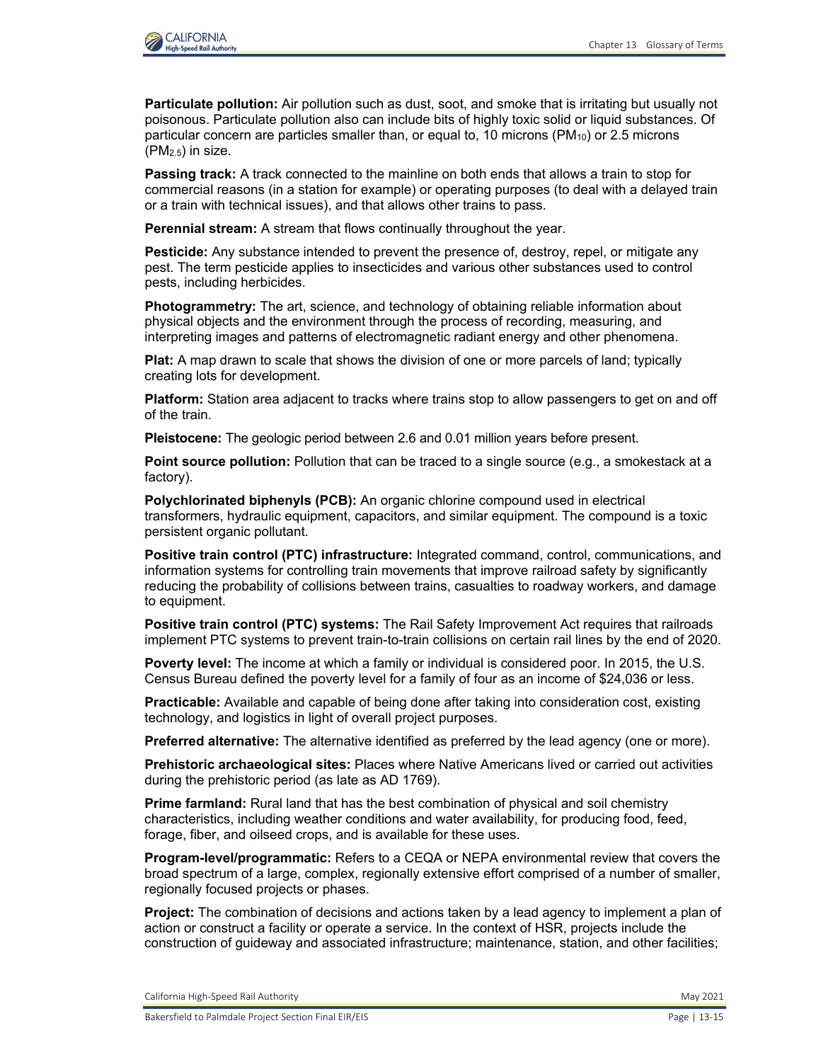**Particulate pollution:** Air pollution such as dust, soot, and smoke that is irritating but usually not poisonous. Particulate pollution also can include bits of highly toxic solid or liquid substances. Of particular concern are particles smaller than, or equal to, 10 microns ($PM_{10}$) or 2.5 microns ($PM_{2.5}$) in size.

**Passing track:** A track connected to the mainline on both ends that allows a train to stop for commercial reasons (in a station for example) or operating purposes (to deal with a delayed train or a train with technical issues), and that allows other trains to pass.

**Perennial stream:** A stream that flows continually throughout the year.

**Pesticide:** Any substance intended to prevent the presence of, destroy, repel, or mitigate any pest. The term pesticide applies to insecticides and various other substances used to control pests, including herbicides.

**Photogrammetry:** The art, science, and technology of obtaining reliable information about physical objects and the environment through the process of recording, measuring, and interpreting images and patterns of electromagnetic radiant energy and other phenomena.

**Plat:** A map drawn to scale that shows the division of one or more parcels of land; typically creating lots for development.

**Platform:** Station area adjacent to tracks where trains stop to allow passengers to get on and off of the train.

**Pleistocene:** The geologic period between 2.6 and 0.01 million years before present.

**Point source pollution:** Pollution that can be traced to a single source (e.g., a smokestack at a factory).

**Polychlorinated biphenyls (PCB):** An organic chlorine compound used in electrical transformers, hydraulic equipment, capacitors, and similar equipment. The compound is a toxic persistent organic pollutant.

**Positive train control (PTC) infrastructure:** Integrated command, control, communications, and information systems for controlling train movements that improve railroad safety by significantly reducing the probability of collisions between trains, casualties to roadway workers, and damage to equipment.

**Positive train control (PTC) systems:** The Rail Safety Improvement Act requires that railroads implement PTC systems to prevent train-to-train collisions on certain rail lines by the end of 2020.

**Poverty level:** The income at which a family or individual is considered poor. In 2015, the U.S. Census Bureau defined the poverty level for a family of four as an income of $24,036 or less.

**Practicable:** Available and capable of being done after taking into consideration cost, existing technology, and logistics in light of overall project purposes.

**Preferred alternative:** The alternative identified as preferred by the lead agency (one or more).

**Prehistoric archaeological sites:** Places where Native Americans lived or carried out activities during the prehistoric period (as late as AD 1769).

**Prime farmland:** Rural land that has the best combination of physical and soil chemistry characteristics, including weather conditions and water availability, for producing food, feed, forage, fiber, and oilseed crops, and is available for these uses.

**Program-level/programmatic:** Refers to a CEQA or NEPA environmental review that covers the broad spectrum of a large, complex, regionally extensive effort comprised of a number of smaller, regionally focused projects or phases.

**Project:** The combination of decisions and actions taken by a lead agency to implement a plan of action or construct a facility or operate a service. In the context of HSR, projects include the construction of guideway and associated infrastructure; maintenance, station, and other facilities;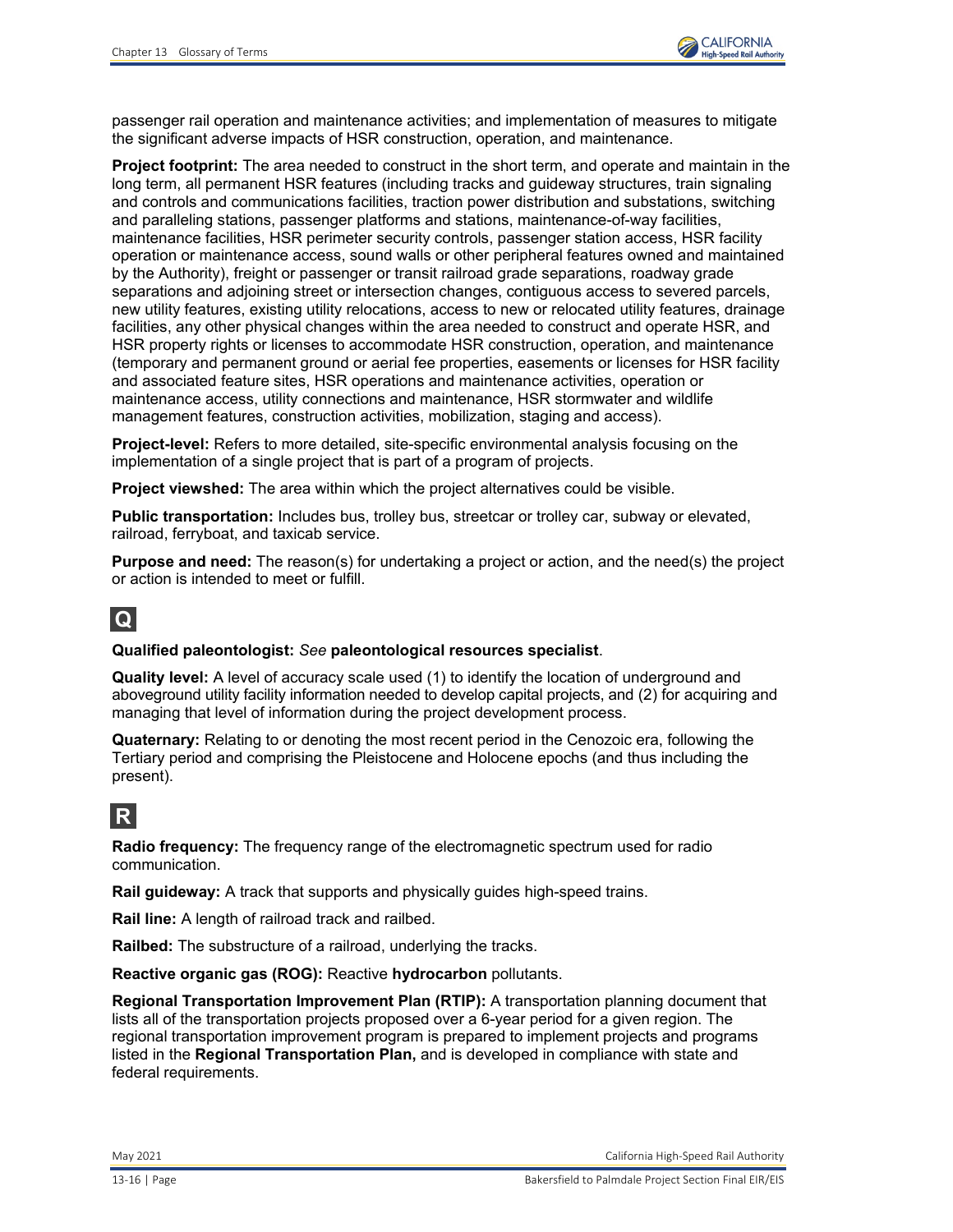passenger rail operation and maintenance activities; and implementation of measures to mitigate the significant adverse impacts of HSR construction, operation, and maintenance.

**Project footprint:** The area needed to construct in the short term, and operate and maintain in the long term, all permanent HSR features (including tracks and guideway structures, train signaling and controls and communications facilities, traction power distribution and substations, switching and paralleling stations, passenger platforms and stations, maintenance-of-way facilities, maintenance facilities, HSR perimeter security controls, passenger station access, HSR facility operation or maintenance access, sound walls or other peripheral features owned and maintained by the Authority), freight or passenger or transit railroad grade separations, roadway grade separations and adjoining street or intersection changes, contiguous access to severed parcels, new utility features, existing utility relocations, access to new or relocated utility features, drainage facilities, any other physical changes within the area needed to construct and operate HSR, and HSR property rights or licenses to accommodate HSR construction, operation, and maintenance (temporary and permanent ground or aerial fee properties, easements or licenses for HSR facility and associated feature sites, HSR operations and maintenance activities, operation or maintenance access, utility connections and maintenance, HSR stormwater and wildlife management features, construction activities, mobilization, staging and access).

**Project-level:** Refers to more detailed, site-specific environmental analysis focusing on the implementation of a single project that is part of a program of projects.

**Project viewshed:** The area within which the project alternatives could be visible.

**Public transportation:** Includes bus, trolley bus, streetcar or trolley car, subway or elevated, railroad, ferryboat, and taxicab service.

**Purpose and need:** The reason(s) for undertaking a project or action, and the need(s) the project or action is intended to meet or fulfill.

## Q

**Qualified paleontologist:** *See* **paleontological resources specialist**.

**Quality level:** A level of accuracy scale used (1) to identify the location of underground and aboveground utility facility information needed to develop capital projects, and (2) for acquiring and managing that level of information during the project development process.

**Quaternary:** Relating to or denoting the most recent period in the Cenozoic era, following the Tertiary period and comprising the Pleistocene and Holocene epochs (and thus including the present).

## R

**Radio frequency:** The frequency range of the electromagnetic spectrum used for radio communication.

**Rail guideway:** A track that supports and physically guides high-speed trains.

**Rail line:** A length of railroad track and railbed.

**Railbed:** The substructure of a railroad, underlying the tracks.

**Reactive organic gas (ROG):** Reactive **hydrocarbon** pollutants.

**Regional Transportation Improvement Plan (RTIP):** A transportation planning document that lists all of the transportation projects proposed over a 6-year period for a given region. The regional transportation improvement program is prepared to implement projects and programs listed in the **Regional Transportation Plan,** and is developed in compliance with state and federal requirements.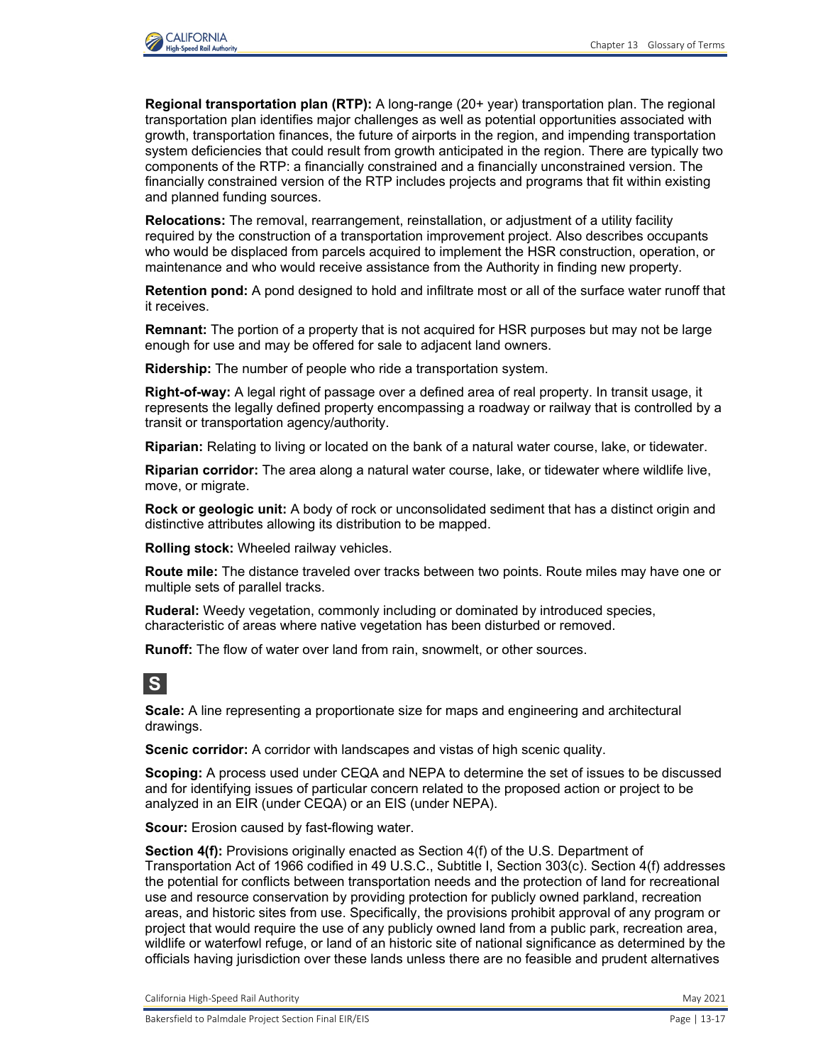**Regional transportation plan (RTP):** A long-range (20+ year) transportation plan. The regional transportation plan identifies major challenges as well as potential opportunities associated with growth, transportation finances, the future of airports in the region, and impending transportation system deficiencies that could result from growth anticipated in the region. There are typically two components of the RTP: a financially constrained and a financially unconstrained version. The financially constrained version of the RTP includes projects and programs that fit within existing and planned funding sources.

**Relocations:** The removal, rearrangement, reinstallation, or adjustment of a utility facility required by the construction of a transportation improvement project. Also describes occupants who would be displaced from parcels acquired to implement the HSR construction, operation, or maintenance and who would receive assistance from the Authority in finding new property.

**Retention pond:** A pond designed to hold and infiltrate most or all of the surface water runoff that it receives.

**Remnant:** The portion of a property that is not acquired for HSR purposes but may not be large enough for use and may be offered for sale to adjacent land owners.

**Ridership:** The number of people who ride a transportation system.

**Right-of-way:** A legal right of passage over a defined area of real property. In transit usage, it represents the legally defined property encompassing a roadway or railway that is controlled by a transit or transportation agency/authority.

**Riparian:** Relating to living or located on the bank of a natural water course, lake, or tidewater.

**Riparian corridor:** The area along a natural water course, lake, or tidewater where wildlife live, move, or migrate.

**Rock or geologic unit:** A body of rock or unconsolidated sediment that has a distinct origin and distinctive attributes allowing its distribution to be mapped.

**Rolling stock:** Wheeled railway vehicles.

**Route mile:** The distance traveled over tracks between two points. Route miles may have one or multiple sets of parallel tracks.

**Ruderal:** Weedy vegetation, commonly including or dominated by introduced species, characteristic of areas where native vegetation has been disturbed or removed.

**Runoff:** The flow of water over land from rain, snowmelt, or other sources.

## S

**Scale:** A line representing a proportionate size for maps and engineering and architectural drawings.

**Scenic corridor:** A corridor with landscapes and vistas of high scenic quality.

**Scoping:** A process used under CEQA and NEPA to determine the set of issues to be discussed and for identifying issues of particular concern related to the proposed action or project to be analyzed in an EIR (under CEQA) or an EIS (under NEPA).

**Scour:** Erosion caused by fast-flowing water.

**Section 4(f):** Provisions originally enacted as Section 4(f) of the U.S. Department of Transportation Act of 1966 codified in 49 U.S.C., Subtitle I, Section 303(c). Section 4(f) addresses the potential for conflicts between transportation needs and the protection of land for recreational use and resource conservation by providing protection for publicly owned parkland, recreation areas, and historic sites from use. Specifically, the provisions prohibit approval of any program or project that would require the use of any publicly owned land from a public park, recreation area, wildlife or waterfowl refuge, or land of an historic site of national significance as determined by the officials having jurisdiction over these lands unless there are no feasible and prudent alternatives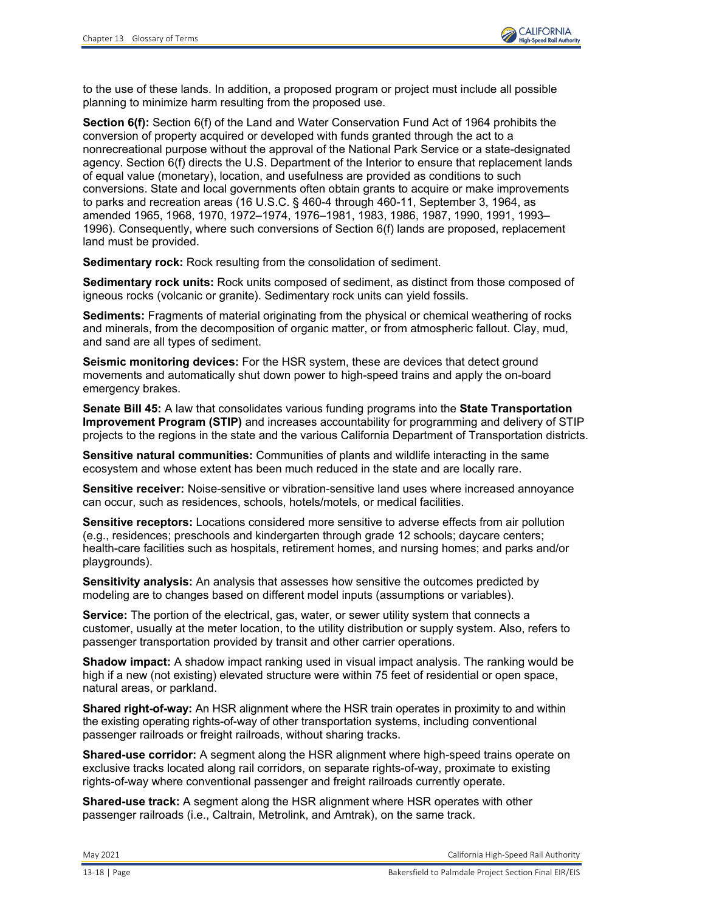to the use of these lands. In addition, a proposed program or project must include all possible planning to minimize harm resulting from the proposed use.

**Section 6(f):** Section 6(f) of the Land and Water Conservation Fund Act of 1964 prohibits the conversion of property acquired or developed with funds granted through the act to a nonrecreational purpose without the approval of the National Park Service or a state-designated agency. Section 6(f) directs the U.S. Department of the Interior to ensure that replacement lands of equal value (monetary), location, and usefulness are provided as conditions to such conversions. State and local governments often obtain grants to acquire or make improvements to parks and recreation areas (16 U.S.C. § 460-4 through 460-11, September 3, 1964, as amended 1965, 1968, 1970, 1972–1974, 1976–1981, 1983, 1986, 1987, 1990, 1991, 1993–1996). Consequently, where such conversions of Section 6(f) lands are proposed, replacement land must be provided.

**Sedimentary rock:** Rock resulting from the consolidation of sediment.

**Sedimentary rock units:** Rock units composed of sediment, as distinct from those composed of igneous rocks (volcanic or granite). Sedimentary rock units can yield fossils.

**Sediments:** Fragments of material originating from the physical or chemical weathering of rocks and minerals, from the decomposition of organic matter, or from atmospheric fallout. Clay, mud, and sand are all types of sediment.

**Seismic monitoring devices:** For the HSR system, these are devices that detect ground movements and automatically shut down power to high-speed trains and apply the on-board emergency brakes.

**Senate Bill 45:** A law that consolidates various funding programs into the **State Transportation Improvement Program (STIP)** and increases accountability for programming and delivery of STIP projects to the regions in the state and the various California Department of Transportation districts.

**Sensitive natural communities:** Communities of plants and wildlife interacting in the same ecosystem and whose extent has been much reduced in the state and are locally rare.

**Sensitive receiver:** Noise-sensitive or vibration-sensitive land uses where increased annoyance can occur, such as residences, schools, hotels/motels, or medical facilities.

**Sensitive receptors:** Locations considered more sensitive to adverse effects from air pollution (e.g., residences; preschools and kindergarten through grade 12 schools; daycare centers; health-care facilities such as hospitals, retirement homes, and nursing homes; and parks and/or playgrounds).

**Sensitivity analysis:** An analysis that assesses how sensitive the outcomes predicted by modeling are to changes based on different model inputs (assumptions or variables).

**Service:** The portion of the electrical, gas, water, or sewer utility system that connects a customer, usually at the meter location, to the utility distribution or supply system. Also, refers to passenger transportation provided by transit and other carrier operations.

**Shadow impact:** A shadow impact ranking used in visual impact analysis. The ranking would be high if a new (not existing) elevated structure were within 75 feet of residential or open space, natural areas, or parkland.

**Shared right-of-way:** An HSR alignment where the HSR train operates in proximity to and within the existing operating rights-of-way of other transportation systems, including conventional passenger railroads or freight railroads, without sharing tracks.

**Shared-use corridor:** A segment along the HSR alignment where high-speed trains operate on exclusive tracks located along rail corridors, on separate rights-of-way, proximate to existing rights-of-way where conventional passenger and freight railroads currently operate.

**Shared-use track:** A segment along the HSR alignment where HSR operates with other passenger railroads (i.e., Caltrain, Metrolink, and Amtrak), on the same track.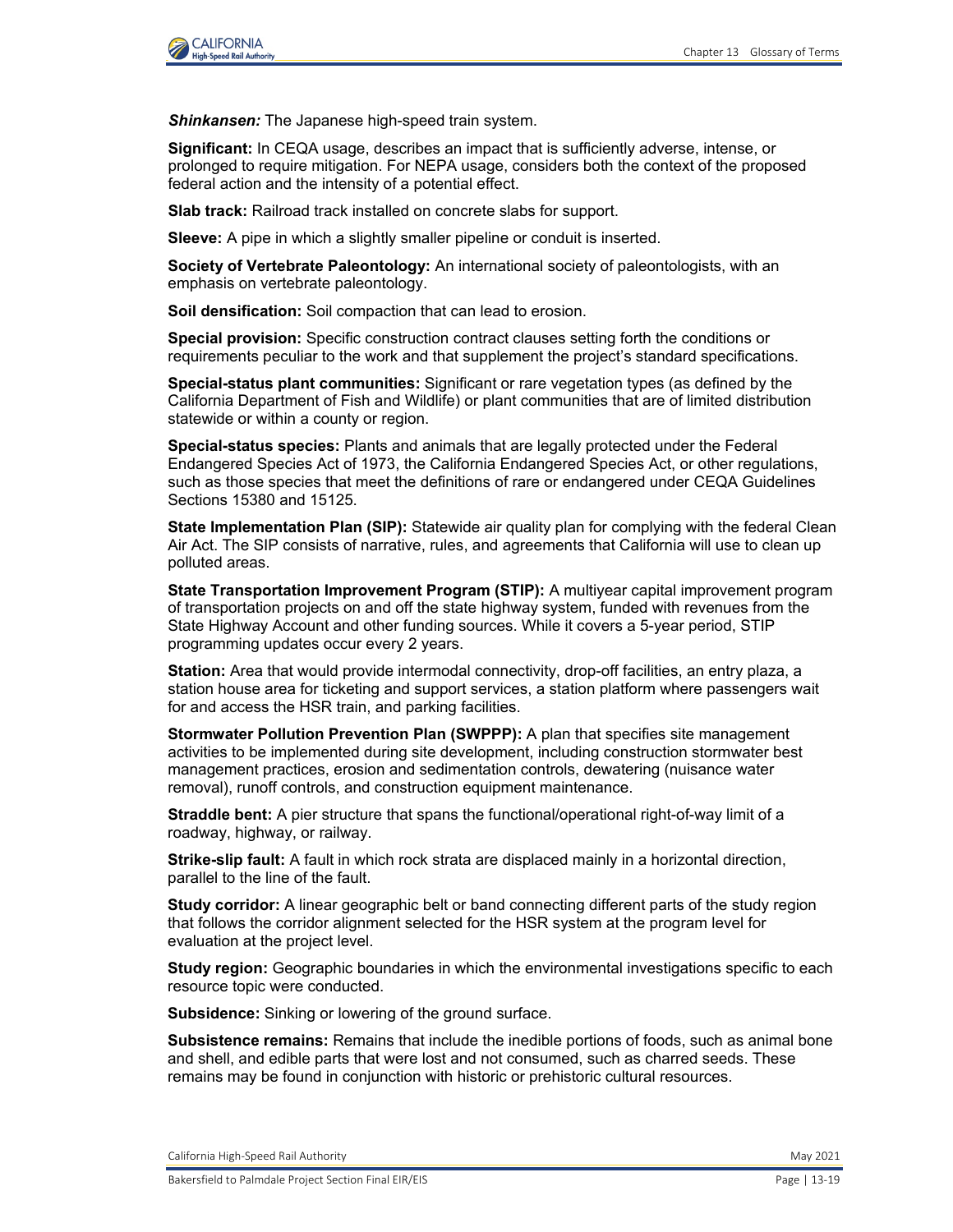***Shinkansen:*** The Japanese high-speed train system.

**Significant:** In CEQA usage, describes an impact that is sufficiently adverse, intense, or prolonged to require mitigation. For NEPA usage, considers both the context of the proposed federal action and the intensity of a potential effect.

**Slab track:** Railroad track installed on concrete slabs for support.

**Sleeve:** A pipe in which a slightly smaller pipeline or conduit is inserted.

**Society of Vertebrate Paleontology:** An international society of paleontologists, with an emphasis on vertebrate paleontology.

**Soil densification:** Soil compaction that can lead to erosion.

**Special provision:** Specific construction contract clauses setting forth the conditions or requirements peculiar to the work and that supplement the project's standard specifications.

**Special-status plant communities:** Significant or rare vegetation types (as defined by the California Department of Fish and Wildlife) or plant communities that are of limited distribution statewide or within a county or region.

**Special-status species:** Plants and animals that are legally protected under the Federal Endangered Species Act of 1973, the California Endangered Species Act, or other regulations, such as those species that meet the definitions of rare or endangered under CEQA Guidelines Sections 15380 and 15125.

**State Implementation Plan (SIP):** Statewide air quality plan for complying with the federal Clean Air Act. The SIP consists of narrative, rules, and agreements that California will use to clean up polluted areas.

**State Transportation Improvement Program (STIP):** A multiyear capital improvement program of transportation projects on and off the state highway system, funded with revenues from the State Highway Account and other funding sources. While it covers a 5-year period, STIP programming updates occur every 2 years.

**Station:** Area that would provide intermodal connectivity, drop-off facilities, an entry plaza, a station house area for ticketing and support services, a station platform where passengers wait for and access the HSR train, and parking facilities.

**Stormwater Pollution Prevention Plan (SWPPP):** A plan that specifies site management activities to be implemented during site development, including construction stormwater best management practices, erosion and sedimentation controls, dewatering (nuisance water removal), runoff controls, and construction equipment maintenance.

**Straddle bent:** A pier structure that spans the functional/operational right-of-way limit of a roadway, highway, or railway.

**Strike-slip fault:** A fault in which rock strata are displaced mainly in a horizontal direction, parallel to the line of the fault.

**Study corridor:** A linear geographic belt or band connecting different parts of the study region that follows the corridor alignment selected for the HSR system at the program level for evaluation at the project level.

**Study region:** Geographic boundaries in which the environmental investigations specific to each resource topic were conducted.

**Subsidence:** Sinking or lowering of the ground surface.

**Subsistence remains:** Remains that include the inedible portions of foods, such as animal bone and shell, and edible parts that were lost and not consumed, such as charred seeds. These remains may be found in conjunction with historic or prehistoric cultural resources.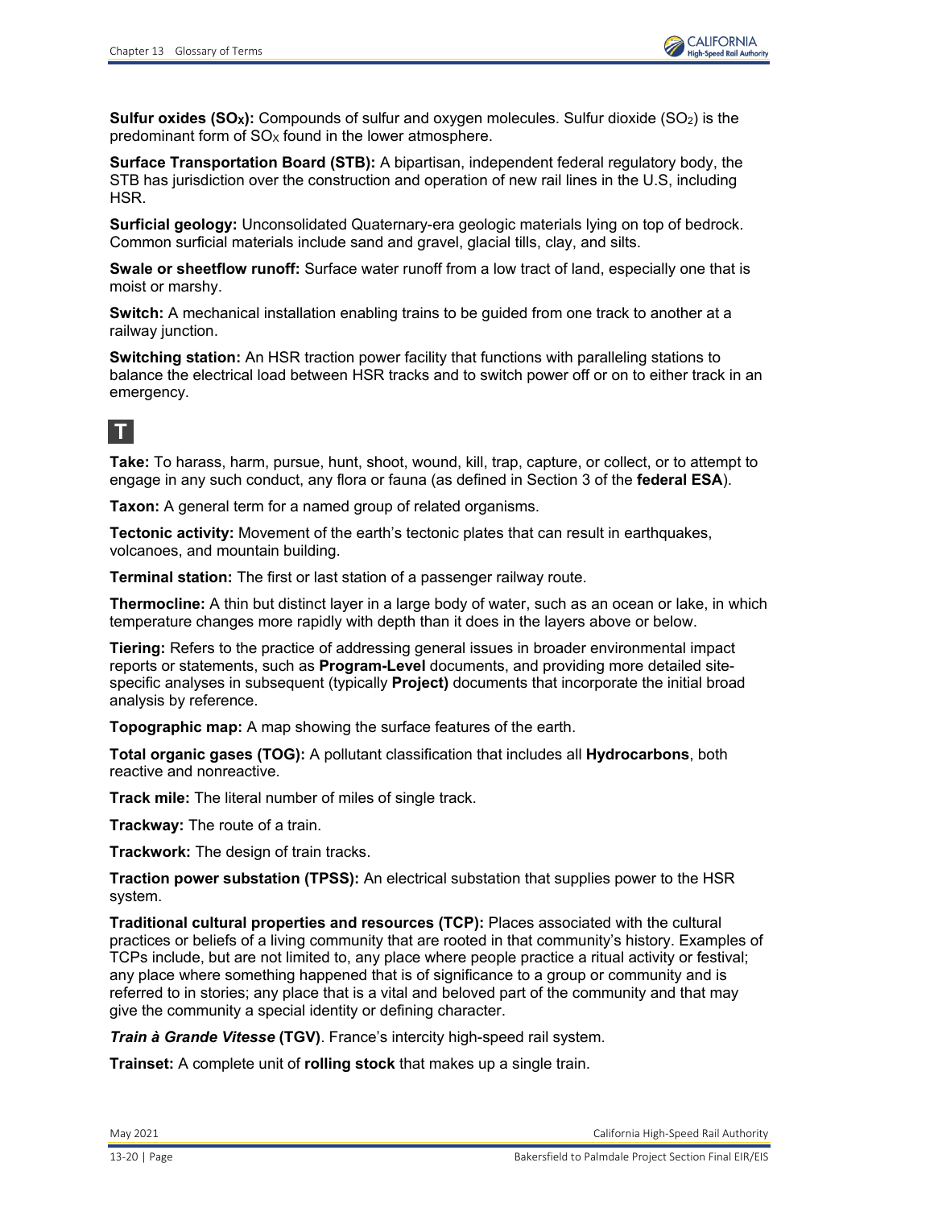**Sulfur oxides ($SO_X$):** Compounds of sulfur and oxygen molecules. Sulfur dioxide ($SO_2$) is the predominant form of $SO_X$ found in the lower atmosphere.

**Surface Transportation Board (STB):** A bipartisan, independent federal regulatory body, the STB has jurisdiction over the construction and operation of new rail lines in the U.S, including HSR.

**Surficial geology:** Unconsolidated Quaternary-era geologic materials lying on top of bedrock. Common surficial materials include sand and gravel, glacial tills, clay, and silts.

**Swale or sheetflow runoff:** Surface water runoff from a low tract of land, especially one that is moist or marshy.

**Switch:** A mechanical installation enabling trains to be guided from one track to another at a railway junction.

**Switching station:** An HSR traction power facility that functions with paralleling stations to balance the electrical load between HSR tracks and to switch power off or on to either track in an emergency.

## T

**Take:** To harass, harm, pursue, hunt, shoot, wound, kill, trap, capture, or collect, or to attempt to engage in any such conduct, any flora or fauna (as defined in Section 3 of the **federal ESA**).

**Taxon:** A general term for a named group of related organisms.

**Tectonic activity:** Movement of the earth's tectonic plates that can result in earthquakes, volcanoes, and mountain building.

**Terminal station:** The first or last station of a passenger railway route.

**Thermocline:** A thin but distinct layer in a large body of water, such as an ocean or lake, in which temperature changes more rapidly with depth than it does in the layers above or below.

**Tiering:** Refers to the practice of addressing general issues in broader environmental impact reports or statements, such as **Program-Level** documents, and providing more detailed site-specific analyses in subsequent (typically **Project)** documents that incorporate the initial broad analysis by reference.

**Topographic map:** A map showing the surface features of the earth.

**Total organic gases (TOG):** A pollutant classification that includes all **Hydrocarbons**, both reactive and nonreactive.

**Track mile:** The literal number of miles of single track.

**Trackway:** The route of a train.

**Trackwork:** The design of train tracks.

**Traction power substation (TPSS):** An electrical substation that supplies power to the HSR system.

**Traditional cultural properties and resources (TCP):** Places associated with the cultural practices or beliefs of a living community that are rooted in that community's history. Examples of TCPs include, but are not limited to, any place where people practice a ritual activity or festival; any place where something happened that is of significance to a group or community and is referred to in stories; any place that is a vital and beloved part of the community and that may give the community a special identity or defining character.

***Train à Grande Vitesse*** **(TGV)**. France's intercity high-speed rail system.

**Trainset:** A complete unit of **rolling stock** that makes up a single train.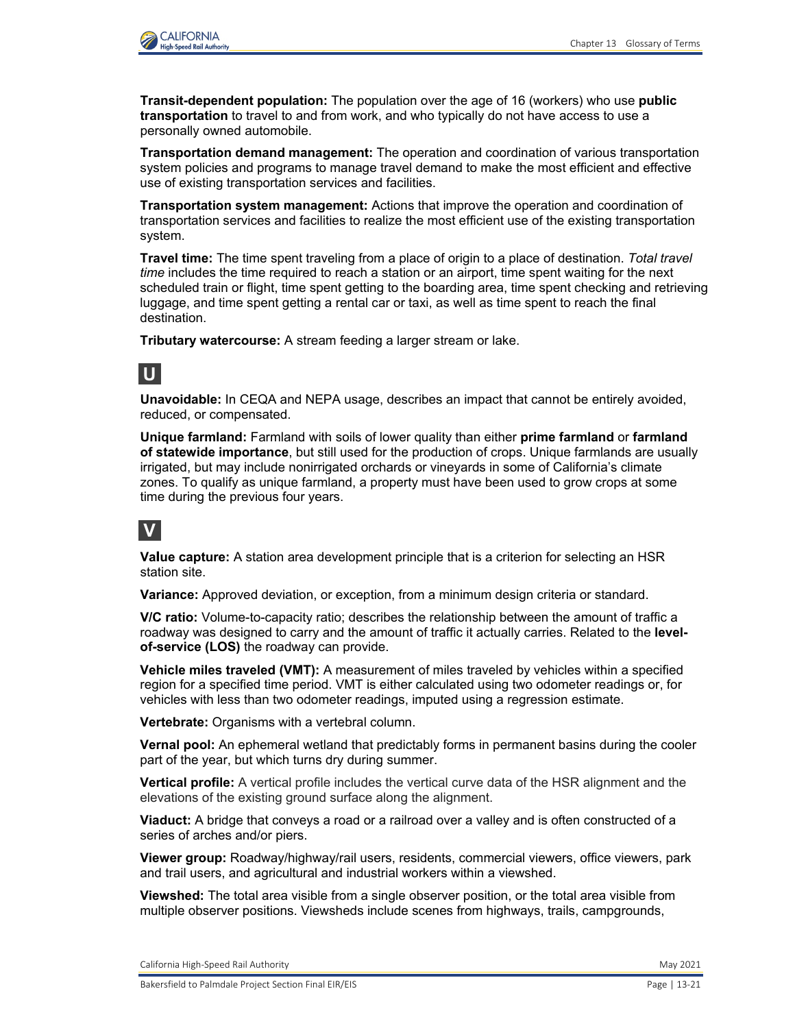**Transit-dependent population:** The population over the age of 16 (workers) who use **public transportation** to travel to and from work, and who typically do not have access to use a personally owned automobile.

**Transportation demand management:** The operation and coordination of various transportation system policies and programs to manage travel demand to make the most efficient and effective use of existing transportation services and facilities.

**Transportation system management:** Actions that improve the operation and coordination of transportation services and facilities to realize the most efficient use of the existing transportation system.

**Travel time:** The time spent traveling from a place of origin to a place of destination. *Total travel time* includes the time required to reach a station or an airport, time spent waiting for the next scheduled train or flight, time spent getting to the boarding area, time spent checking and retrieving luggage, and time spent getting a rental car or taxi, as well as time spent to reach the final destination.

**Tributary watercourse:** A stream feeding a larger stream or lake.

## U

**Unavoidable:** In CEQA and NEPA usage, describes an impact that cannot be entirely avoided, reduced, or compensated.

**Unique farmland:** Farmland with soils of lower quality than either **prime farmland** or **farmland of statewide importance**, but still used for the production of crops. Unique farmlands are usually irrigated, but may include nonirrigated orchards or vineyards in some of California's climate zones. To qualify as unique farmland, a property must have been used to grow crops at some time during the previous four years.

## V

**Value capture:** A station area development principle that is a criterion for selecting an HSR station site.

**Variance:** Approved deviation, or exception, from a minimum design criteria or standard.

**V/C ratio:** Volume-to-capacity ratio; describes the relationship between the amount of traffic a roadway was designed to carry and the amount of traffic it actually carries. Related to the **level-of-service (LOS)** the roadway can provide.

**Vehicle miles traveled (VMT):** A measurement of miles traveled by vehicles within a specified region for a specified time period. VMT is either calculated using two odometer readings or, for vehicles with less than two odometer readings, imputed using a regression estimate.

**Vertebrate:** Organisms with a vertebral column.

**Vernal pool:** An ephemeral wetland that predictably forms in permanent basins during the cooler part of the year, but which turns dry during summer.

**Vertical profile:** A vertical profile includes the vertical curve data of the HSR alignment and the elevations of the existing ground surface along the alignment.

**Viaduct:** A bridge that conveys a road or a railroad over a valley and is often constructed of a series of arches and/or piers.

**Viewer group:** Roadway/highway/rail users, residents, commercial viewers, office viewers, park and trail users, and agricultural and industrial workers within a viewshed.

**Viewshed:** The total area visible from a single observer position, or the total area visible from multiple observer positions. Viewsheds include scenes from highways, trails, campgrounds,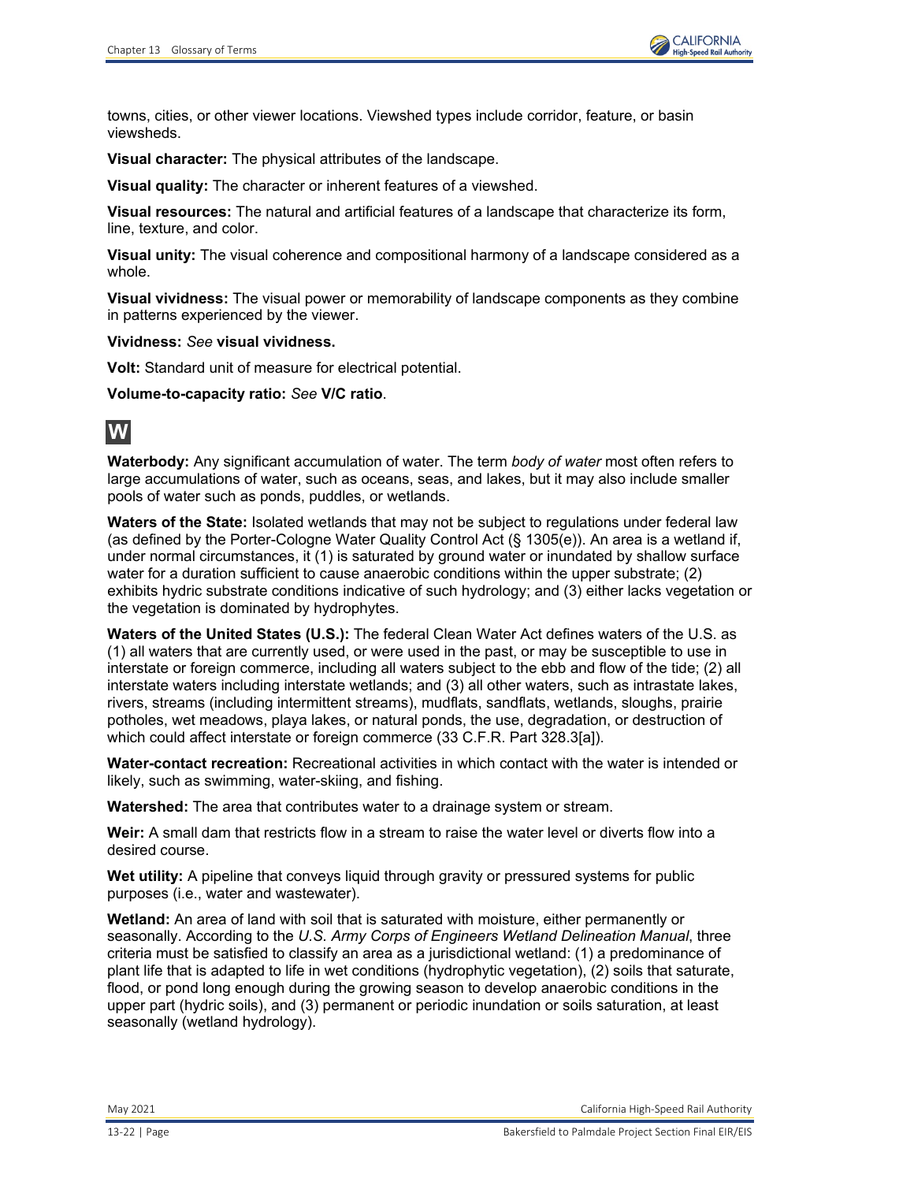towns, cities, or other viewer locations. Viewshed types include corridor, feature, or basin viewsheds.

**Visual character:** The physical attributes of the landscape.

**Visual quality:** The character or inherent features of a viewshed.

**Visual resources:** The natural and artificial features of a landscape that characterize its form, line, texture, and color.

**Visual unity:** The visual coherence and compositional harmony of a landscape considered as a whole.

**Visual vividness:** The visual power or memorability of landscape components as they combine in patterns experienced by the viewer.

**Vividness:** *See* **visual vividness.**

**Volt:** Standard unit of measure for electrical potential.

**Volume-to-capacity ratio:** *See* **V/C ratio**.

## W

**Waterbody:** Any significant accumulation of water. The term *body of water* most often refers to large accumulations of water, such as oceans, seas, and lakes, but it may also include smaller pools of water such as ponds, puddles, or wetlands.

**Waters of the State:** Isolated wetlands that may not be subject to regulations under federal law (as defined by the Porter-Cologne Water Quality Control Act (§ 1305(e)). An area is a wetland if, under normal circumstances, it (1) is saturated by ground water or inundated by shallow surface water for a duration sufficient to cause anaerobic conditions within the upper substrate; (2) exhibits hydric substrate conditions indicative of such hydrology; and (3) either lacks vegetation or the vegetation is dominated by hydrophytes.

**Waters of the United States (U.S.):** The federal Clean Water Act defines waters of the U.S. as (1) all waters that are currently used, or were used in the past, or may be susceptible to use in interstate or foreign commerce, including all waters subject to the ebb and flow of the tide; (2) all interstate waters including interstate wetlands; and (3) all other waters, such as intrastate lakes, rivers, streams (including intermittent streams), mudflats, sandflats, wetlands, sloughs, prairie potholes, wet meadows, playa lakes, or natural ponds, the use, degradation, or destruction of which could affect interstate or foreign commerce (33 C.F.R. Part 328.3[a]).

**Water-contact recreation:** Recreational activities in which contact with the water is intended or likely, such as swimming, water-skiing, and fishing.

**Watershed:** The area that contributes water to a drainage system or stream.

**Weir:** A small dam that restricts flow in a stream to raise the water level or diverts flow into a desired course.

**Wet utility:** A pipeline that conveys liquid through gravity or pressured systems for public purposes (i.e., water and wastewater).

**Wetland:** An area of land with soil that is saturated with moisture, either permanently or seasonally. According to the *U.S. Army Corps of Engineers Wetland Delineation Manual*, three criteria must be satisfied to classify an area as a jurisdictional wetland: (1) a predominance of plant life that is adapted to life in wet conditions (hydrophytic vegetation), (2) soils that saturate, flood, or pond long enough during the growing season to develop anaerobic conditions in the upper part (hydric soils), and (3) permanent or periodic inundation or soils saturation, at least seasonally (wetland hydrology).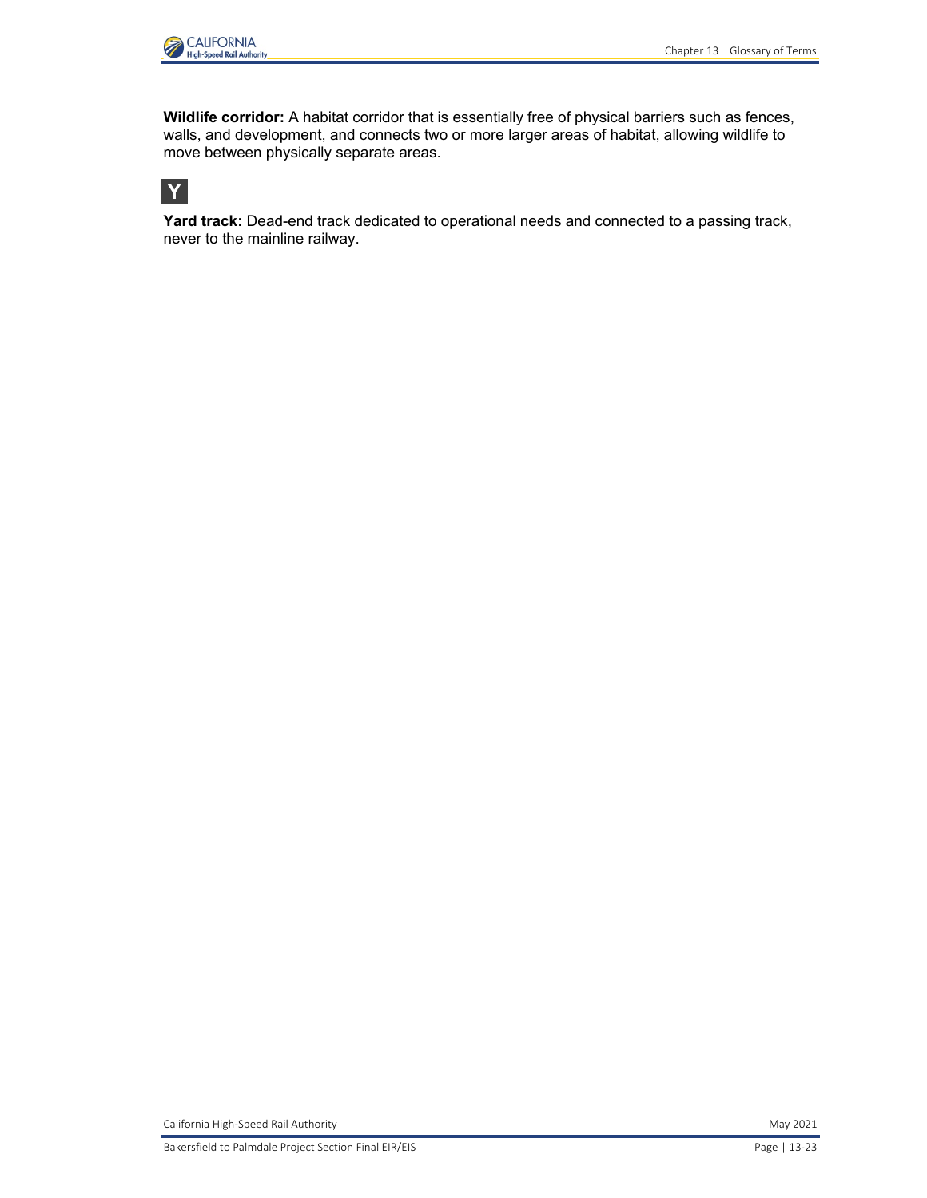**Wildlife corridor:** A habitat corridor that is essentially free of physical barriers such as fences, walls, and development, and connects two or more larger areas of habitat, allowing wildlife to move between physically separate areas.

## Y

**Yard track:** Dead-end track dedicated to operational needs and connected to a passing track, never to the mainline railway.